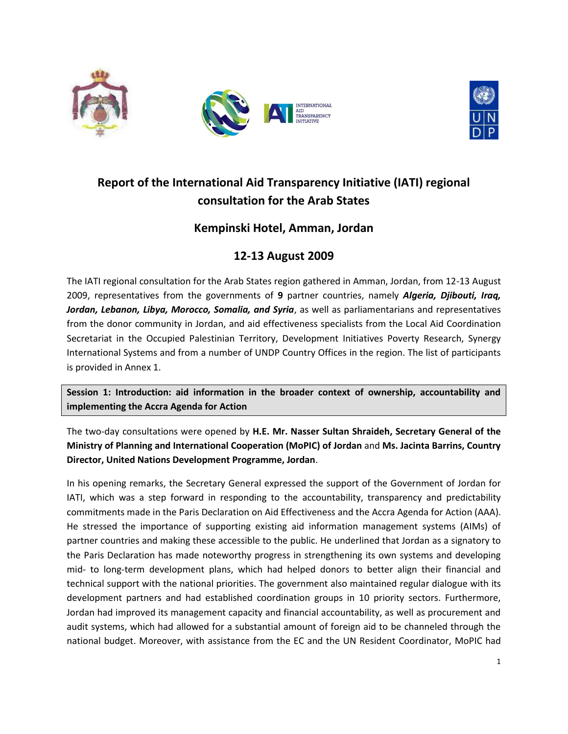# Report of the International Aid Transparency Initiative (IATI) regional consultation for the Arab States

## Kempinski Hotel, Amman, Jordan

## 12-13 August 2009

The IATI regional consultation for the Arab States region gathered in Amman, Jordan, from 12-13 August 2009, representatives from the governments of **9** partner countries, namely ***Algeria, Djibouti, Iraq, Jordan, Lebanon, Libya, Morocco, Somalia, and Syria***, as well as parliamentarians and representatives from the donor community in Jordan, and aid effectiveness specialists from the Local Aid Coordination Secretariat in the Occupied Palestinian Territory, Development Initiatives Poverty Research, Synergy International Systems and from a number of UNDP Country Offices in the region. The list of participants is provided in Annex 1.

**Session 1: Introduction: aid information in the broader context of ownership, accountability and implementing the Accra Agenda for Action**

The two-day consultations were opened by **H.E. Mr. Nasser Sultan Shraideh, Secretary General of the Ministry of Planning and International Cooperation (MoPIC) of Jordan** and **Ms. Jacinta Barrins, Country Director, United Nations Development Programme, Jordan**.

In his opening remarks, the Secretary General expressed the support of the Government of Jordan for IATI, which was a step forward in responding to the accountability, transparency and predictability commitments made in the Paris Declaration on Aid Effectiveness and the Accra Agenda for Action (AAA). He stressed the importance of supporting existing aid information management systems (AIMs) of partner countries and making these accessible to the public. He underlined that Jordan as a signatory to the Paris Declaration has made noteworthy progress in strengthening its own systems and developing mid- to long-term development plans, which had helped donors to better align their financial and technical support with the national priorities. The government also maintained regular dialogue with its development partners and had established coordination groups in 10 priority sectors. Furthermore, Jordan had improved its management capacity and financial accountability, as well as procurement and audit systems, which had allowed for a substantial amount of foreign aid to be channeled through the national budget. Moreover, with assistance from the EC and the UN Resident Coordinator, MoPIC had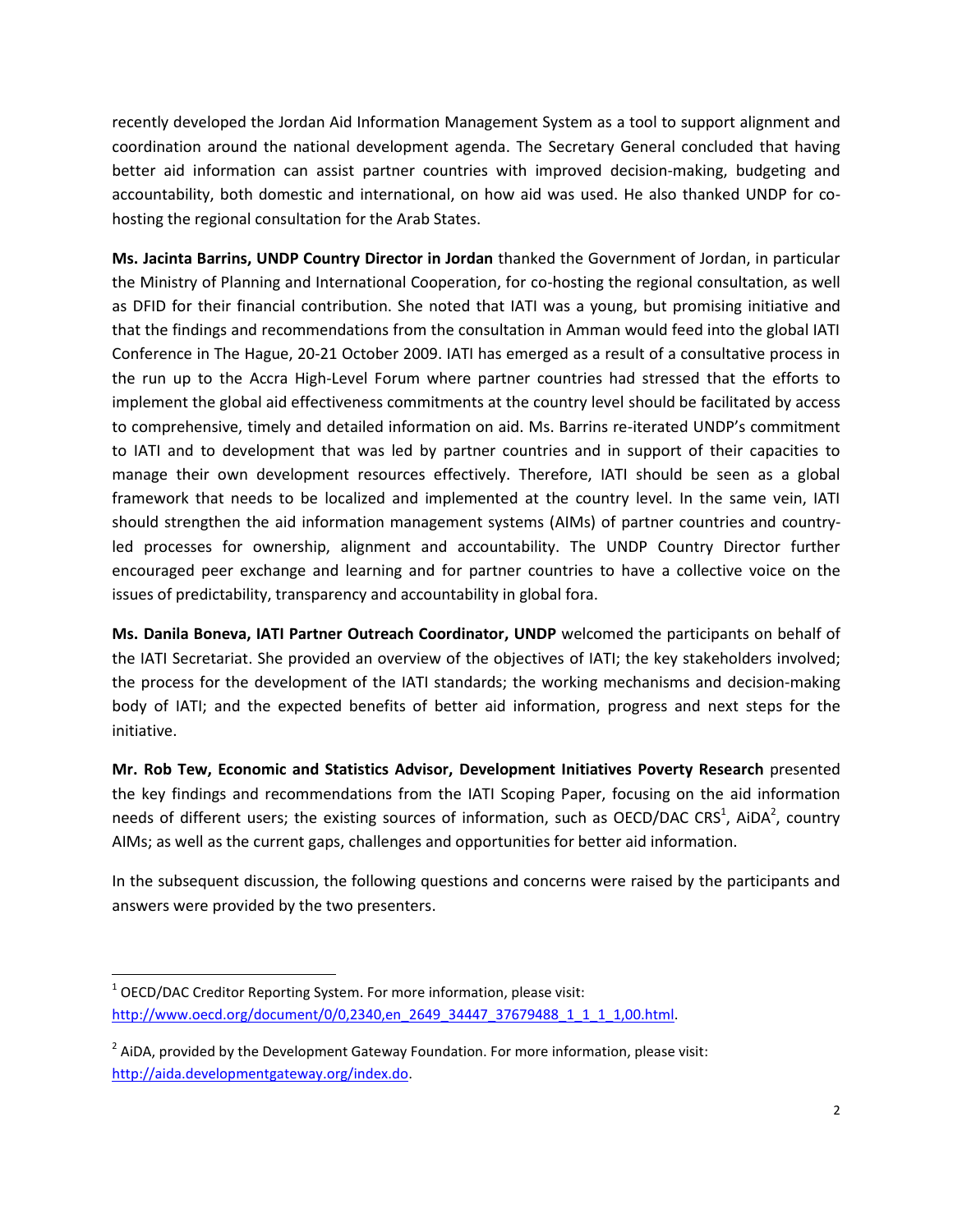recently developed the Jordan Aid Information Management System as a tool to support alignment and coordination around the national development agenda. The Secretary General concluded that having better aid information can assist partner countries with improved decision-making, budgeting and accountability, both domestic and international, on how aid was used. He also thanked UNDP for co-hosting the regional consultation for the Arab States.

**Ms. Jacinta Barrins, UNDP Country Director in Jordan** thanked the Government of Jordan, in particular the Ministry of Planning and International Cooperation, for co-hosting the regional consultation, as well as DFID for their financial contribution. She noted that IATI was a young, but promising initiative and that the findings and recommendations from the consultation in Amman would feed into the global IATI Conference in The Hague, 20-21 October 2009. IATI has emerged as a result of a consultative process in the run up to the Accra High-Level Forum where partner countries had stressed that the efforts to implement the global aid effectiveness commitments at the country level should be facilitated by access to comprehensive, timely and detailed information on aid. Ms. Barrins re-iterated UNDP's commitment to IATI and to development that was led by partner countries and in support of their capacities to manage their own development resources effectively. Therefore, IATI should be seen as a global framework that needs to be localized and implemented at the country level. In the same vein, IATI should strengthen the aid information management systems (AIMs) of partner countries and country-led processes for ownership, alignment and accountability. The UNDP Country Director further encouraged peer exchange and learning and for partner countries to have a collective voice on the issues of predictability, transparency and accountability in global fora.

**Ms. Danila Boneva, IATI Partner Outreach Coordinator, UNDP** welcomed the participants on behalf of the IATI Secretariat. She provided an overview of the objectives of IATI; the key stakeholders involved; the process for the development of the IATI standards; the working mechanisms and decision-making body of IATI; and the expected benefits of better aid information, progress and next steps for the initiative.

**Mr. Rob Tew, Economic and Statistics Advisor, Development Initiatives Poverty Research** presented the key findings and recommendations from the IATI Scoping Paper, focusing on the aid information needs of different users; the existing sources of information, such as OECD/DAC CRS[1], AiDA[2], country AIMs; as well as the current gaps, challenges and opportunities for better aid information.

In the subsequent discussion, the following questions and concerns were raised by the participants and answers were provided by the two presenters.

---

[1] OECD/DAC Creditor Reporting System. For more information, please visit: http://www.oecd.org/document/0/0,2340,en_2649_34447_37679488_1_1_1_1,00.html.

[2] AiDA, provided by the Development Gateway Foundation. For more information, please visit: http://aida.developmentgateway.org/index.do.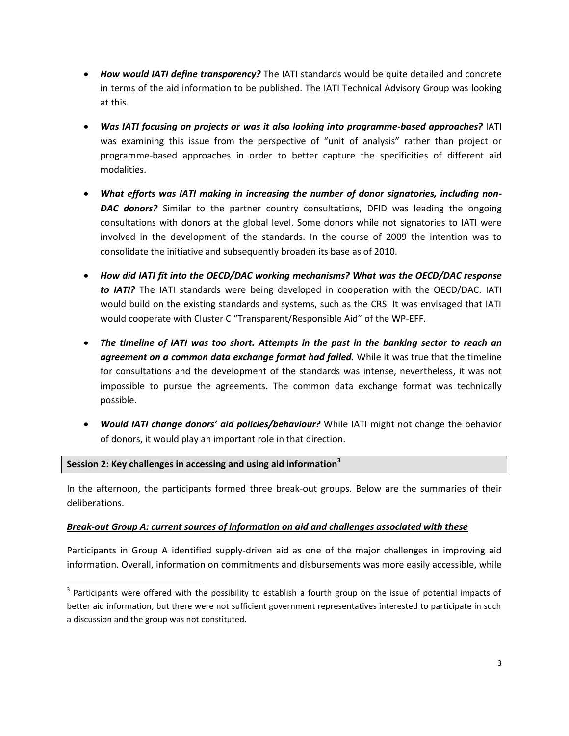- ***How would IATI define transparency?*** The IATI standards would be quite detailed and concrete in terms of the aid information to be published. The IATI Technical Advisory Group was looking at this.

- ***Was IATI focusing on projects or was it also looking into programme-based approaches?*** IATI was examining this issue from the perspective of "unit of analysis" rather than project or programme-based approaches in order to better capture the specificities of different aid modalities.

- ***What efforts was IATI making in increasing the number of donor signatories, including non-DAC donors?*** Similar to the partner country consultations, DFID was leading the ongoing consultations with donors at the global level. Some donors while not signatories to IATI were involved in the development of the standards. In the course of 2009 the intention was to consolidate the initiative and subsequently broaden its base as of 2010.

- ***How did IATI fit into the OECD/DAC working mechanisms? What was the OECD/DAC response to IATI?*** The IATI standards were being developed in cooperation with the OECD/DAC. IATI would build on the existing standards and systems, such as the CRS. It was envisaged that IATI would cooperate with Cluster C "Transparent/Responsible Aid" of the WP-EFF.

- ***The timeline of IATI was too short. Attempts in the past in the banking sector to reach an agreement on a common data exchange format had failed.*** While it was true that the timeline for consultations and the development of the standards was intense, nevertheless, it was not impossible to pursue the agreements. The common data exchange format was technically possible.

- ***Would IATI change donors' aid policies/behaviour?*** While IATI might not change the behavior of donors, it would play an important role in that direction.

## Session 2: Key challenges in accessing and using aid information[3]

In the afternoon, the participants formed three break-out groups. Below are the summaries of their deliberations.

***Break-out Group A: current sources of information on aid and challenges associated with these***

Participants in Group A identified supply-driven aid as one of the major challenges in improving aid information. Overall, information on commitments and disbursements was more easily accessible, while

[3] Participants were offered with the possibility to establish a fourth group on the issue of potential impacts of better aid information, but there were not sufficient government representatives interested to participate in such a discussion and the group was not constituted.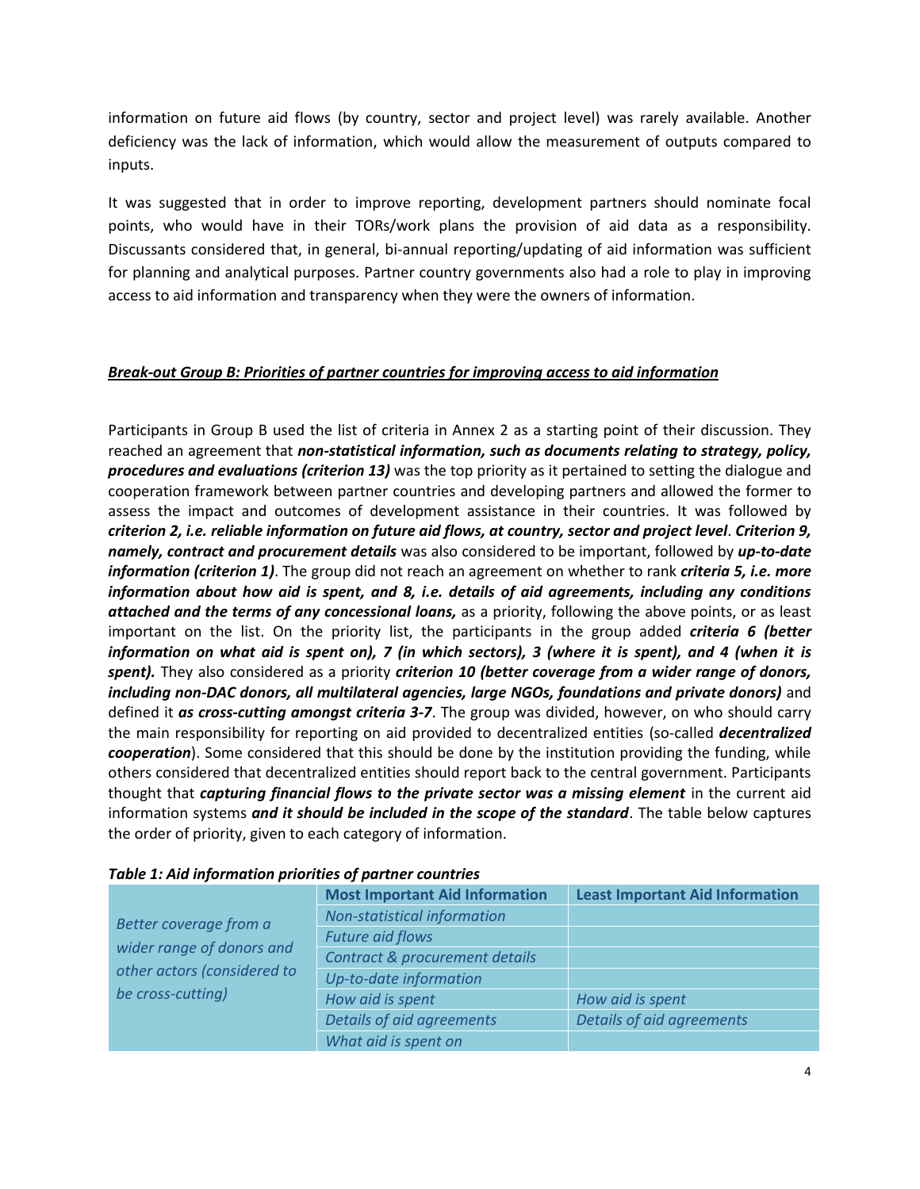information on future aid flows (by country, sector and project level) was rarely available. Another deficiency was the lack of information, which would allow the measurement of outputs compared to inputs.

It was suggested that in order to improve reporting, development partners should nominate focal points, who would have in their TORs/work plans the provision of aid data as a responsibility. Discussants considered that, in general, bi-annual reporting/updating of aid information was sufficient for planning and analytical purposes. Partner country governments also had a role to play in improving access to aid information and transparency when they were the owners of information.

### ***Break-out Group B: Priorities of partner countries for improving access to aid information***

Participants in Group B used the list of criteria in Annex 2 as a starting point of their discussion. They reached an agreement that ***non-statistical information, such as documents relating to strategy, policy, procedures and evaluations (criterion 13)*** was the top priority as it pertained to setting the dialogue and cooperation framework between partner countries and developing partners and allowed the former to assess the impact and outcomes of development assistance in their countries. It was followed by ***criterion 2, i.e. reliable information on future aid flows, at country, sector and project level***. ***Criterion 9, namely, contract and procurement details*** was also considered to be important, followed by ***up-to-date information (criterion 1)***. The group did not reach an agreement on whether to rank ***criteria 5, i.e. more information about how aid is spent, and 8, i.e. details of aid agreements, including any conditions attached and the terms of any concessional loans,*** as a priority, following the above points, or as least important on the list. On the priority list, the participants in the group added ***criteria 6 (better information on what aid is spent on), 7 (in which sectors), 3 (where it is spent), and 4 (when it is spent).*** They also considered as a priority ***criterion 10 (better coverage from a wider range of donors, including non-DAC donors, all multilateral agencies, large NGOs, foundations and private donors)*** and defined it ***as cross-cutting amongst criteria 3-7***. The group was divided, however, on who should carry the main responsibility for reporting on aid provided to decentralized entities (so-called ***decentralized cooperation***). Some considered that this should be done by the institution providing the funding, while others considered that decentralized entities should report back to the central government. Participants thought that ***capturing financial flows to the private sector was a missing element*** in the current aid information systems ***and it should be included in the scope of the standard***. The table below captures the order of priority, given to each category of information.

***Table 1: Aid information priorities of partner countries***

| | **Most Important Aid Information** | **Least Important Aid Information** |
|---|---|---|
| *Better coverage from a wider range of donors and other actors (considered to be cross-cutting)* | *Non-statistical information* | |
| | *Future aid flows* | |
| | *Contract & procurement details* | |
| | *Up-to-date information* | |
| | *How aid is spent* | *How aid is spent* |
| | *Details of aid agreements* | *Details of aid agreements* |
| | *What aid is spent on* | |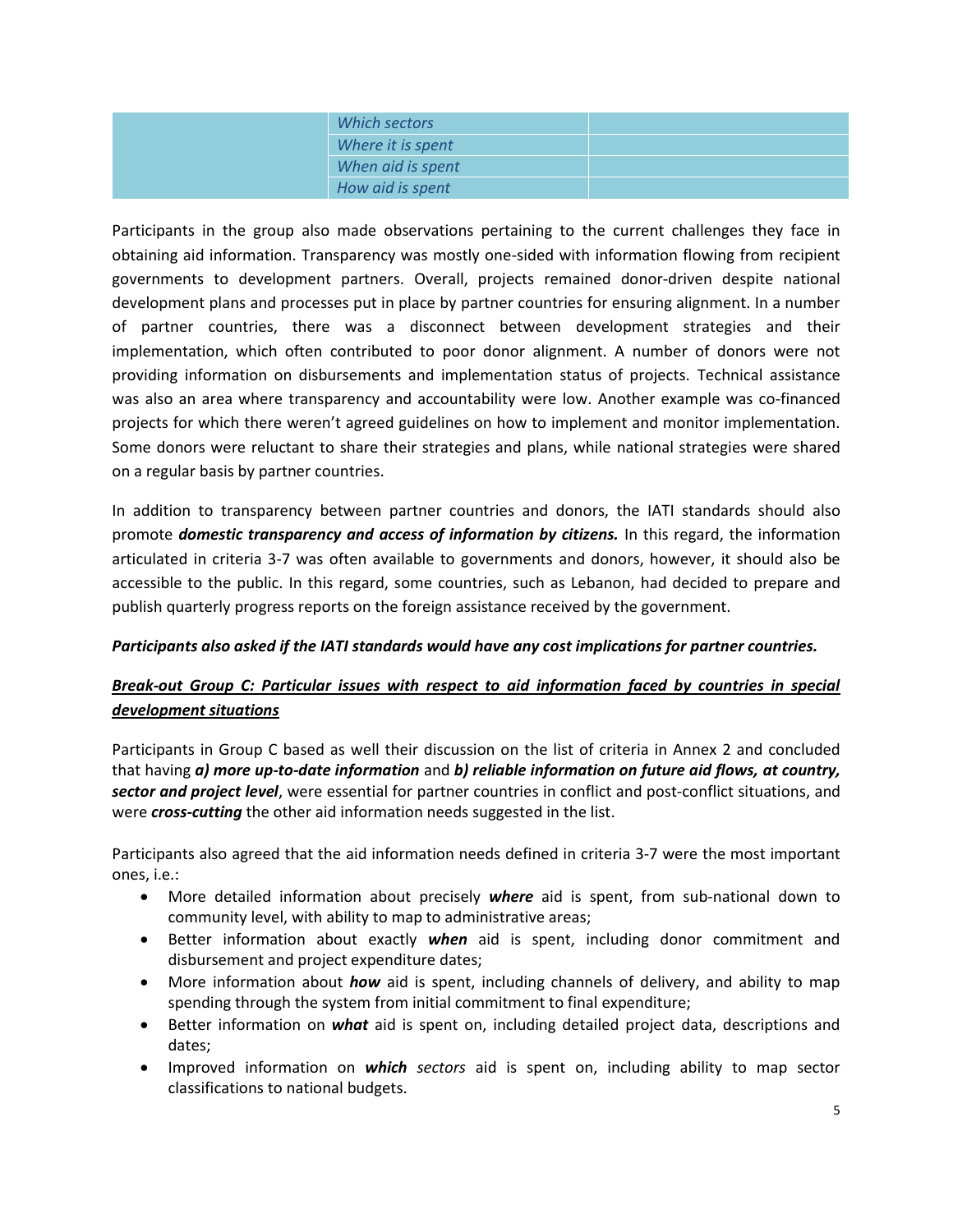| | | |
|---|---|---|
| | *Which sectors* | |
| | *Where it is spent* | |
| | *When aid is spent* | |
| | *How aid is spent* | |

Participants in the group also made observations pertaining to the current challenges they face in obtaining aid information. Transparency was mostly one-sided with information flowing from recipient governments to development partners. Overall, projects remained donor-driven despite national development plans and processes put in place by partner countries for ensuring alignment. In a number of partner countries, there was a disconnect between development strategies and their implementation, which often contributed to poor donor alignment. A number of donors were not providing information on disbursements and implementation status of projects. Technical assistance was also an area where transparency and accountability were low. Another example was co-financed projects for which there weren't agreed guidelines on how to implement and monitor implementation. Some donors were reluctant to share their strategies and plans, while national strategies were shared on a regular basis by partner countries.

In addition to transparency between partner countries and donors, the IATI standards should also promote ***domestic transparency and access of information by citizens.*** In this regard, the information articulated in criteria 3-7 was often available to governments and donors, however, it should also be accessible to the public. In this regard, some countries, such as Lebanon, had decided to prepare and publish quarterly progress reports on the foreign assistance received by the government.

***Participants also asked if the IATI standards would have any cost implications for partner countries.***

***<u>Break-out Group C: Particular issues with respect to aid information faced by countries in special development situations</u>***

Participants in Group C based as well their discussion on the list of criteria in Annex 2 and concluded that having ***a) more up-to-date information*** and ***b) reliable information on future aid flows, at country, sector and project level***, were essential for partner countries in conflict and post-conflict situations, and were ***cross-cutting*** the other aid information needs suggested in the list.

Participants also agreed that the aid information needs defined in criteria 3-7 were the most important ones, i.e.:

- More detailed information about precisely ***where*** aid is spent, from sub-national down to community level, with ability to map to administrative areas;
- Better information about exactly ***when*** aid is spent, including donor commitment and disbursement and project expenditure dates;
- More information about ***how*** aid is spent, including channels of delivery, and ability to map spending through the system from initial commitment to final expenditure;
- Better information on ***what*** aid is spent on, including detailed project data, descriptions and dates;
- Improved information on ***which*** *sectors* aid is spent on, including ability to map sector classifications to national budgets.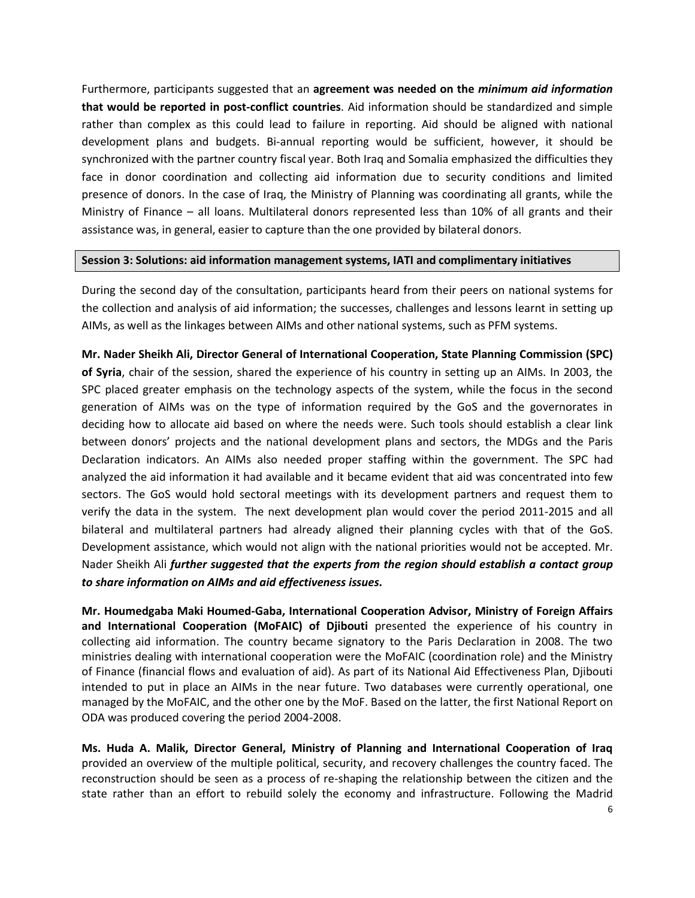Furthermore, participants suggested that an **agreement was needed on the *minimum aid information* that would be reported in post-conflict countries**. Aid information should be standardized and simple rather than complex as this could lead to failure in reporting. Aid should be aligned with national development plans and budgets. Bi-annual reporting would be sufficient, however, it should be synchronized with the partner country fiscal year. Both Iraq and Somalia emphasized the difficulties they face in donor coordination and collecting aid information due to security conditions and limited presence of donors. In the case of Iraq, the Ministry of Planning was coordinating all grants, while the Ministry of Finance – all loans. Multilateral donors represented less than 10% of all grants and their assistance was, in general, easier to capture than the one provided by bilateral donors.

## Session 3: Solutions: aid information management systems, IATI and complimentary initiatives

During the second day of the consultation, participants heard from their peers on national systems for the collection and analysis of aid information; the successes, challenges and lessons learnt in setting up AIMs, as well as the linkages between AIMs and other national systems, such as PFM systems.

**Mr. Nader Sheikh Ali, Director General of International Cooperation, State Planning Commission (SPC) of Syria**, chair of the session, shared the experience of his country in setting up an AIMs. In 2003, the SPC placed greater emphasis on the technology aspects of the system, while the focus in the second generation of AIMs was on the type of information required by the GoS and the governorates in deciding how to allocate aid based on where the needs were. Such tools should establish a clear link between donors' projects and the national development plans and sectors, the MDGs and the Paris Declaration indicators. An AIMs also needed proper staffing within the government. The SPC had analyzed the aid information it had available and it became evident that aid was concentrated into few sectors. The GoS would hold sectoral meetings with its development partners and request them to verify the data in the system. The next development plan would cover the period 2011-2015 and all bilateral and multilateral partners had already aligned their planning cycles with that of the GoS. Development assistance, which would not align with the national priorities would not be accepted. Mr. Nader Sheikh Ali ***further suggested that the experts from the region should establish a contact group to share information on AIMs and aid effectiveness issues.***

**Mr. Houmedgaba Maki Houmed-Gaba, International Cooperation Advisor, Ministry of Foreign Affairs and International Cooperation (MoFAIC) of Djibouti** presented the experience of his country in collecting aid information. The country became signatory to the Paris Declaration in 2008. The two ministries dealing with international cooperation were the MoFAIC (coordination role) and the Ministry of Finance (financial flows and evaluation of aid). As part of its National Aid Effectiveness Plan, Djibouti intended to put in place an AIMs in the near future. Two databases were currently operational, one managed by the MoFAIC, and the other one by the MoF. Based on the latter, the first National Report on ODA was produced covering the period 2004-2008.

**Ms. Huda A. Malik, Director General, Ministry of Planning and International Cooperation of Iraq** provided an overview of the multiple political, security, and recovery challenges the country faced. The reconstruction should be seen as a process of re-shaping the relationship between the citizen and the state rather than an effort to rebuild solely the economy and infrastructure. Following the Madrid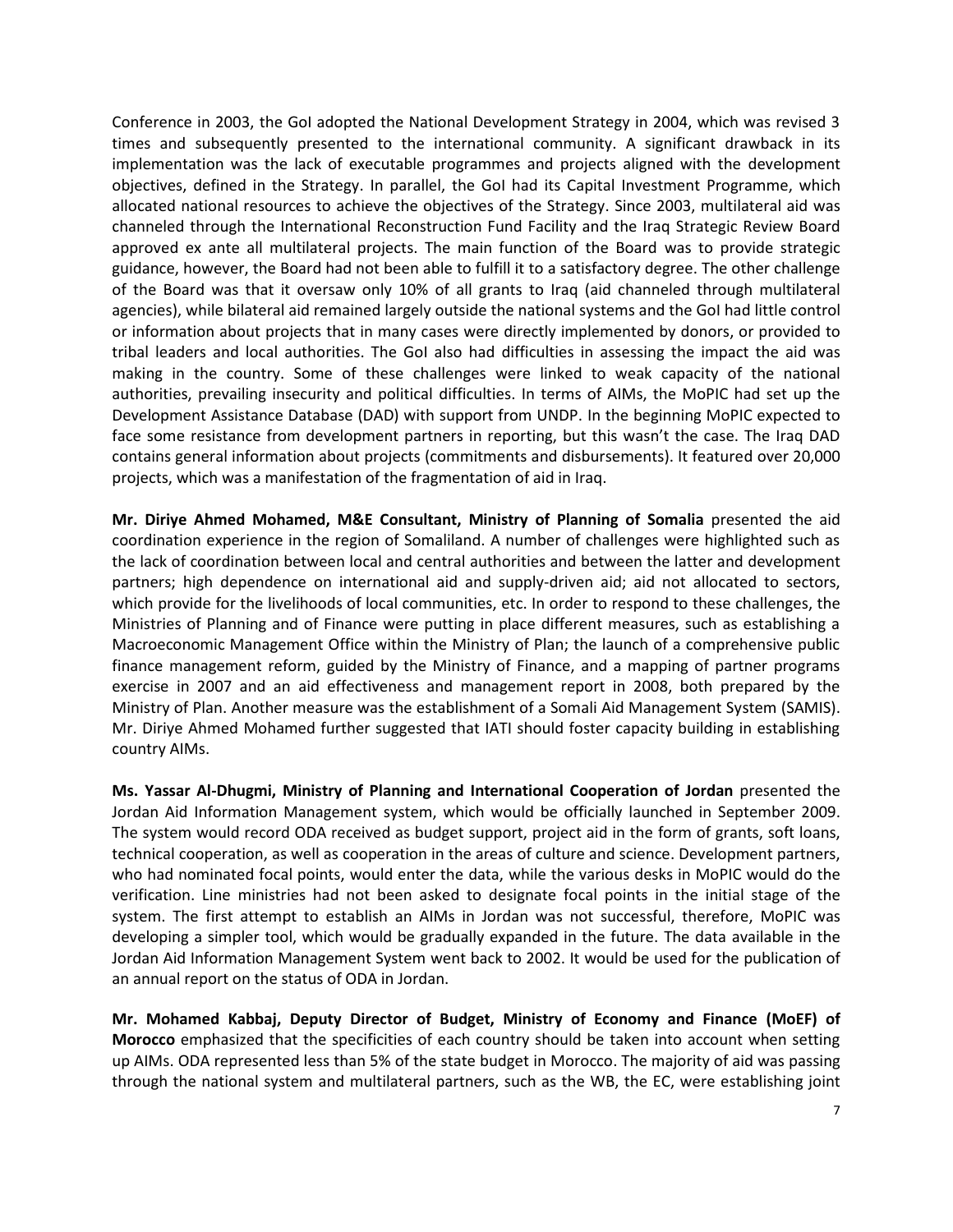Conference in 2003, the GoI adopted the National Development Strategy in 2004, which was revised 3 times and subsequently presented to the international community. A significant drawback in its implementation was the lack of executable programmes and projects aligned with the development objectives, defined in the Strategy. In parallel, the GoI had its Capital Investment Programme, which allocated national resources to achieve the objectives of the Strategy. Since 2003, multilateral aid was channeled through the International Reconstruction Fund Facility and the Iraq Strategic Review Board approved ex ante all multilateral projects. The main function of the Board was to provide strategic guidance, however, the Board had not been able to fulfill it to a satisfactory degree. The other challenge of the Board was that it oversaw only 10% of all grants to Iraq (aid channeled through multilateral agencies), while bilateral aid remained largely outside the national systems and the GoI had little control or information about projects that in many cases were directly implemented by donors, or provided to tribal leaders and local authorities. The GoI also had difficulties in assessing the impact the aid was making in the country. Some of these challenges were linked to weak capacity of the national authorities, prevailing insecurity and political difficulties. In terms of AIMs, the MoPIC had set up the Development Assistance Database (DAD) with support from UNDP. In the beginning MoPIC expected to face some resistance from development partners in reporting, but this wasn't the case. The Iraq DAD contains general information about projects (commitments and disbursements). It featured over 20,000 projects, which was a manifestation of the fragmentation of aid in Iraq.

**Mr. Diriye Ahmed Mohamed, M&E Consultant, Ministry of Planning of Somalia** presented the aid coordination experience in the region of Somaliland. A number of challenges were highlighted such as the lack of coordination between local and central authorities and between the latter and development partners; high dependence on international aid and supply-driven aid; aid not allocated to sectors, which provide for the livelihoods of local communities, etc. In order to respond to these challenges, the Ministries of Planning and of Finance were putting in place different measures, such as establishing a Macroeconomic Management Office within the Ministry of Plan; the launch of a comprehensive public finance management reform, guided by the Ministry of Finance, and a mapping of partner programs exercise in 2007 and an aid effectiveness and management report in 2008, both prepared by the Ministry of Plan. Another measure was the establishment of a Somali Aid Management System (SAMIS). Mr. Diriye Ahmed Mohamed further suggested that IATI should foster capacity building in establishing country AIMs.

**Ms. Yassar Al-Dhugmi, Ministry of Planning and International Cooperation of Jordan** presented the Jordan Aid Information Management system, which would be officially launched in September 2009. The system would record ODA received as budget support, project aid in the form of grants, soft loans, technical cooperation, as well as cooperation in the areas of culture and science. Development partners, who had nominated focal points, would enter the data, while the various desks in MoPIC would do the verification. Line ministries had not been asked to designate focal points in the initial stage of the system. The first attempt to establish an AIMs in Jordan was not successful, therefore, MoPIC was developing a simpler tool, which would be gradually expanded in the future. The data available in the Jordan Aid Information Management System went back to 2002. It would be used for the publication of an annual report on the status of ODA in Jordan.

**Mr. Mohamed Kabbaj, Deputy Director of Budget, Ministry of Economy and Finance (MoEF) of Morocco** emphasized that the specificities of each country should be taken into account when setting up AIMs. ODA represented less than 5% of the state budget in Morocco. The majority of aid was passing through the national system and multilateral partners, such as the WB, the EC, were establishing joint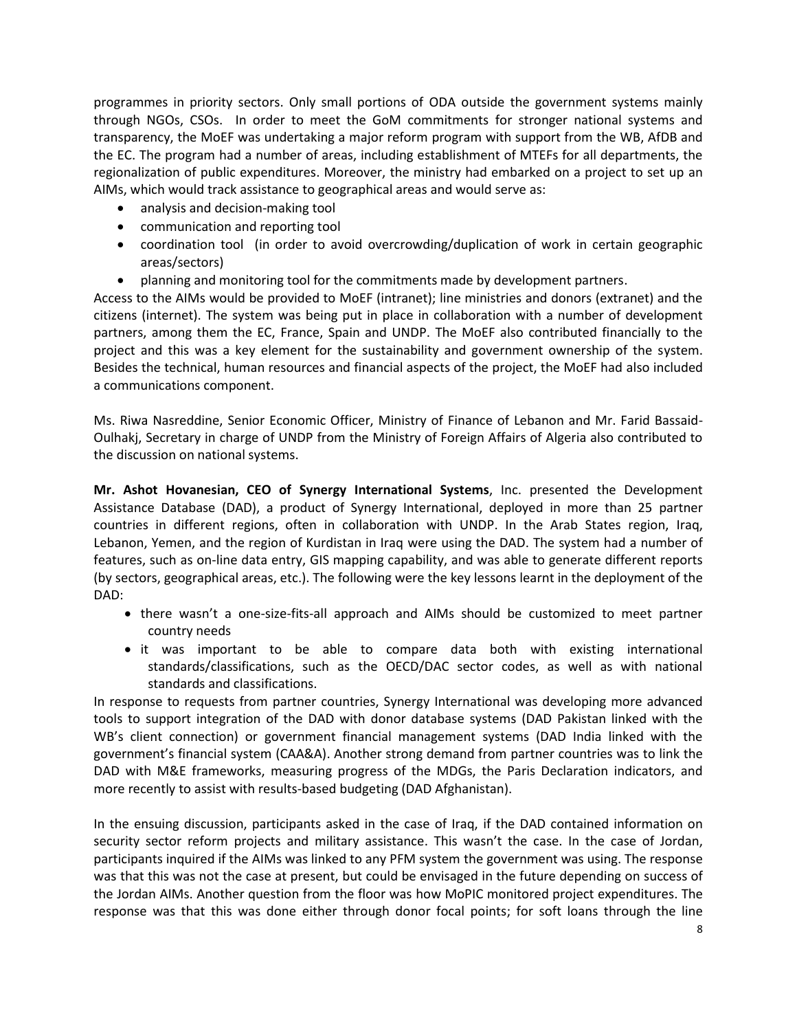programmes in priority sectors. Only small portions of ODA outside the government systems mainly through NGOs, CSOs. In order to meet the GoM commitments for stronger national systems and transparency, the MoEF was undertaking a major reform program with support from the WB, AfDB and the EC. The program had a number of areas, including establishment of MTEFs for all departments, the regionalization of public expenditures. Moreover, the ministry had embarked on a project to set up an AIMs, which would track assistance to geographical areas and would serve as:

- analysis and decision-making tool
- communication and reporting tool
- coordination tool (in order to avoid overcrowding/duplication of work in certain geographic areas/sectors)
- planning and monitoring tool for the commitments made by development partners.

Access to the AIMs would be provided to MoEF (intranet); line ministries and donors (extranet) and the citizens (internet). The system was being put in place in collaboration with a number of development partners, among them the EC, France, Spain and UNDP. The MoEF also contributed financially to the project and this was a key element for the sustainability and government ownership of the system. Besides the technical, human resources and financial aspects of the project, the MoEF had also included a communications component.

Ms. Riwa Nasreddine, Senior Economic Officer, Ministry of Finance of Lebanon and Mr. Farid Bassaid-Oulhakj, Secretary in charge of UNDP from the Ministry of Foreign Affairs of Algeria also contributed to the discussion on national systems.

**Mr. Ashot Hovanesian, CEO of Synergy International Systems**, Inc. presented the Development Assistance Database (DAD), a product of Synergy International, deployed in more than 25 partner countries in different regions, often in collaboration with UNDP. In the Arab States region, Iraq, Lebanon, Yemen, and the region of Kurdistan in Iraq were using the DAD. The system had a number of features, such as on-line data entry, GIS mapping capability, and was able to generate different reports (by sectors, geographical areas, etc.). The following were the key lessons learnt in the deployment of the DAD:

- there wasn't a one-size-fits-all approach and AIMs should be customized to meet partner country needs
- it was important to be able to compare data both with existing international standards/classifications, such as the OECD/DAC sector codes, as well as with national standards and classifications.

In response to requests from partner countries, Synergy International was developing more advanced tools to support integration of the DAD with donor database systems (DAD Pakistan linked with the WB's client connection) or government financial management systems (DAD India linked with the government's financial system (CAA&A). Another strong demand from partner countries was to link the DAD with M&E frameworks, measuring progress of the MDGs, the Paris Declaration indicators, and more recently to assist with results-based budgeting (DAD Afghanistan).

In the ensuing discussion, participants asked in the case of Iraq, if the DAD contained information on security sector reform projects and military assistance. This wasn't the case. In the case of Jordan, participants inquired if the AIMs was linked to any PFM system the government was using. The response was that this was not the case at present, but could be envisaged in the future depending on success of the Jordan AIMs. Another question from the floor was how MoPIC monitored project expenditures. The response was that this was done either through donor focal points; for soft loans through the line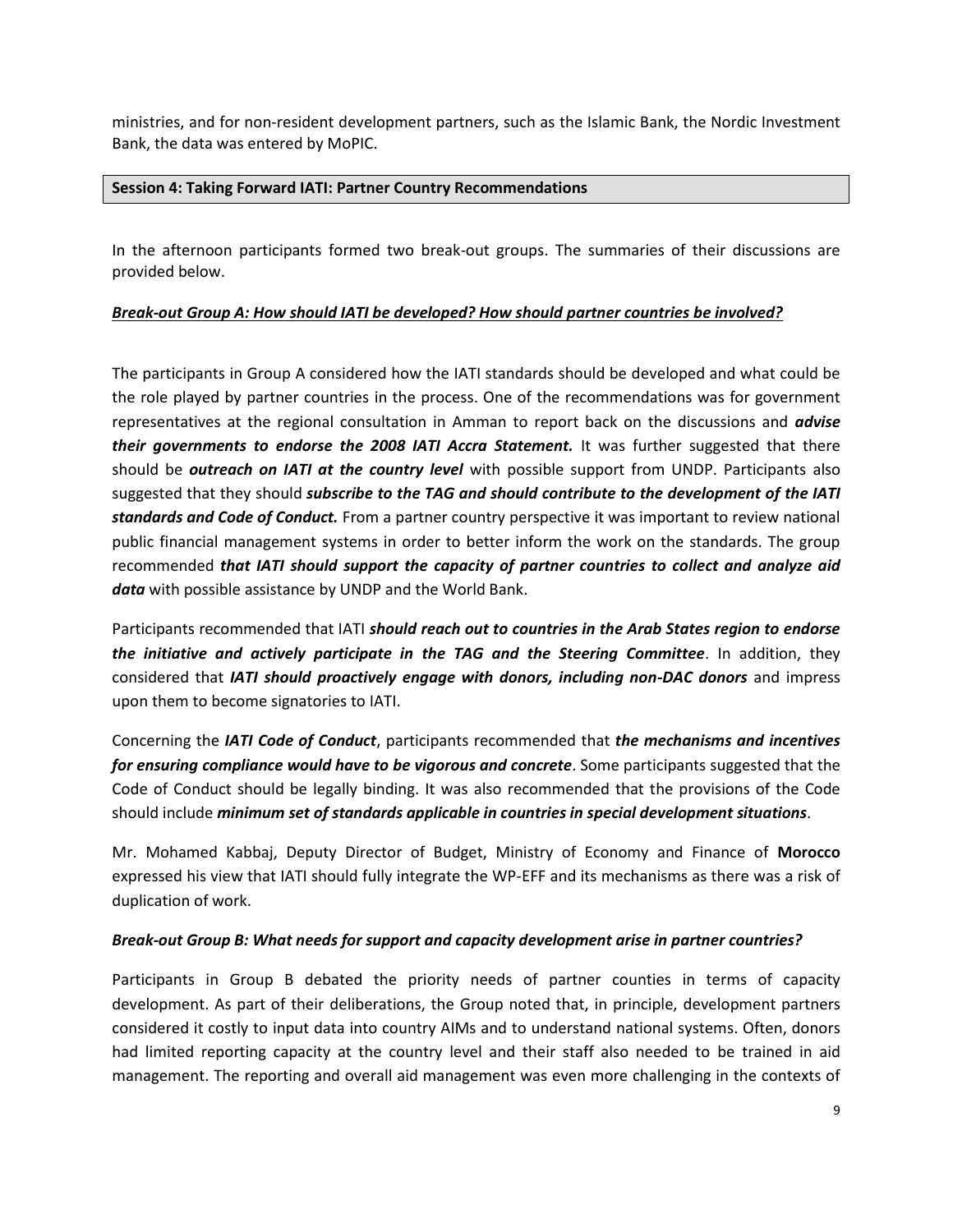ministries, and for non-resident development partners, such as the Islamic Bank, the Nordic Investment Bank, the data was entered by MoPIC.

## Session 4: Taking Forward IATI: Partner Country Recommendations

In the afternoon participants formed two break-out groups. The summaries of their discussions are provided below.

### *Break-out Group A: How should IATI be developed? How should partner countries be involved?*

The participants in Group A considered how the IATI standards should be developed and what could be the role played by partner countries in the process. One of the recommendations was for government representatives at the regional consultation in Amman to report back on the discussions and ***advise their governments to endorse the 2008 IATI Accra Statement.*** It was further suggested that there should be ***outreach on IATI at the country level*** with possible support from UNDP. Participants also suggested that they should ***subscribe to the TAG and should contribute to the development of the IATI standards and Code of Conduct.*** From a partner country perspective it was important to review national public financial management systems in order to better inform the work on the standards. The group recommended ***that IATI should support the capacity of partner countries to collect and analyze aid data*** with possible assistance by UNDP and the World Bank.

Participants recommended that IATI ***should reach out to countries in the Arab States region to endorse the initiative and actively participate in the TAG and the Steering Committee***. In addition, they considered that ***IATI should proactively engage with donors, including non-DAC donors*** and impress upon them to become signatories to IATI.

Concerning the ***IATI Code of Conduct***, participants recommended that ***the mechanisms and incentives for ensuring compliance would have to be vigorous and concrete***. Some participants suggested that the Code of Conduct should be legally binding. It was also recommended that the provisions of the Code should include ***minimum set of standards applicable in countries in special development situations***.

Mr. Mohamed Kabbaj, Deputy Director of Budget, Ministry of Economy and Finance of **Morocco** expressed his view that IATI should fully integrate the WP-EFF and its mechanisms as there was a risk of duplication of work.

### *Break-out Group B: What needs for support and capacity development arise in partner countries?*

Participants in Group B debated the priority needs of partner counties in terms of capacity development. As part of their deliberations, the Group noted that, in principle, development partners considered it costly to input data into country AIMs and to understand national systems. Often, donors had limited reporting capacity at the country level and their staff also needed to be trained in aid management. The reporting and overall aid management was even more challenging in the contexts of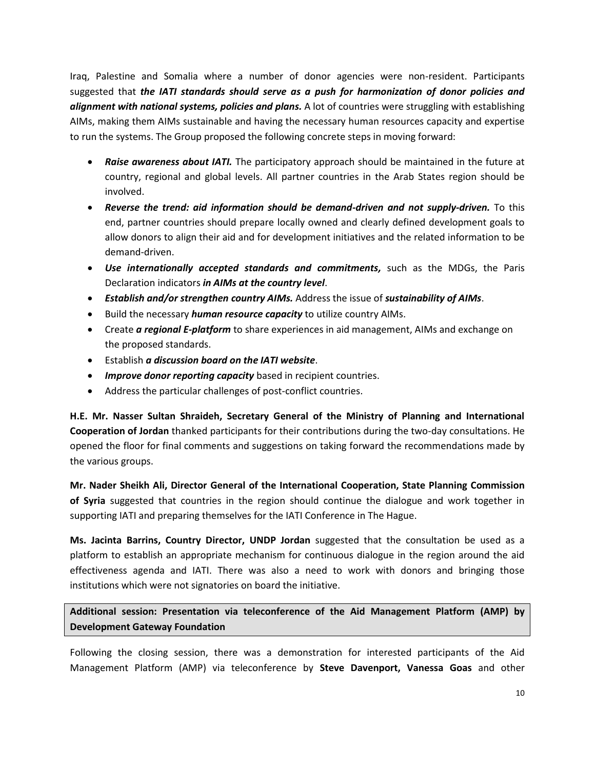Iraq, Palestine and Somalia where a number of donor agencies were non-resident. Participants suggested that ***the IATI standards should serve as a push for harmonization of donor policies and alignment with national systems, policies and plans.*** A lot of countries were struggling with establishing AIMs, making them AIMs sustainable and having the necessary human resources capacity and expertise to run the systems. The Group proposed the following concrete steps in moving forward:

- ***Raise awareness about IATI.*** The participatory approach should be maintained in the future at country, regional and global levels. All partner countries in the Arab States region should be involved.
- ***Reverse the trend: aid information should be demand-driven and not supply-driven.*** To this end, partner countries should prepare locally owned and clearly defined development goals to allow donors to align their aid and for development initiatives and the related information to be demand-driven.
- ***Use internationally accepted standards and commitments,*** such as the MDGs, the Paris Declaration indicators ***in AIMs at the country level***.
- ***Establish and/or strengthen country AIMs.*** Address the issue of ***sustainability of AIMs***.
- Build the necessary ***human resource capacity*** to utilize country AIMs.
- Create ***a regional E-platform*** to share experiences in aid management, AIMs and exchange on the proposed standards.
- Establish ***a discussion board on the IATI website***.
- ***Improve donor reporting capacity*** based in recipient countries.
- Address the particular challenges of post-conflict countries.

**H.E. Mr. Nasser Sultan Shraideh, Secretary General of the Ministry of Planning and International Cooperation of Jordan** thanked participants for their contributions during the two-day consultations. He opened the floor for final comments and suggestions on taking forward the recommendations made by the various groups.

**Mr. Nader Sheikh Ali, Director General of the International Cooperation, State Planning Commission of Syria** suggested that countries in the region should continue the dialogue and work together in supporting IATI and preparing themselves for the IATI Conference in The Hague.

**Ms. Jacinta Barrins, Country Director, UNDP Jordan** suggested that the consultation be used as a platform to establish an appropriate mechanism for continuous dialogue in the region around the aid effectiveness agenda and IATI. There was also a need to work with donors and bringing those institutions which were not signatories on board the initiative.

**Additional session: Presentation via teleconference of the Aid Management Platform (AMP) by Development Gateway Foundation**

Following the closing session, there was a demonstration for interested participants of the Aid Management Platform (AMP) via teleconference by **Steve Davenport, Vanessa Goas** and other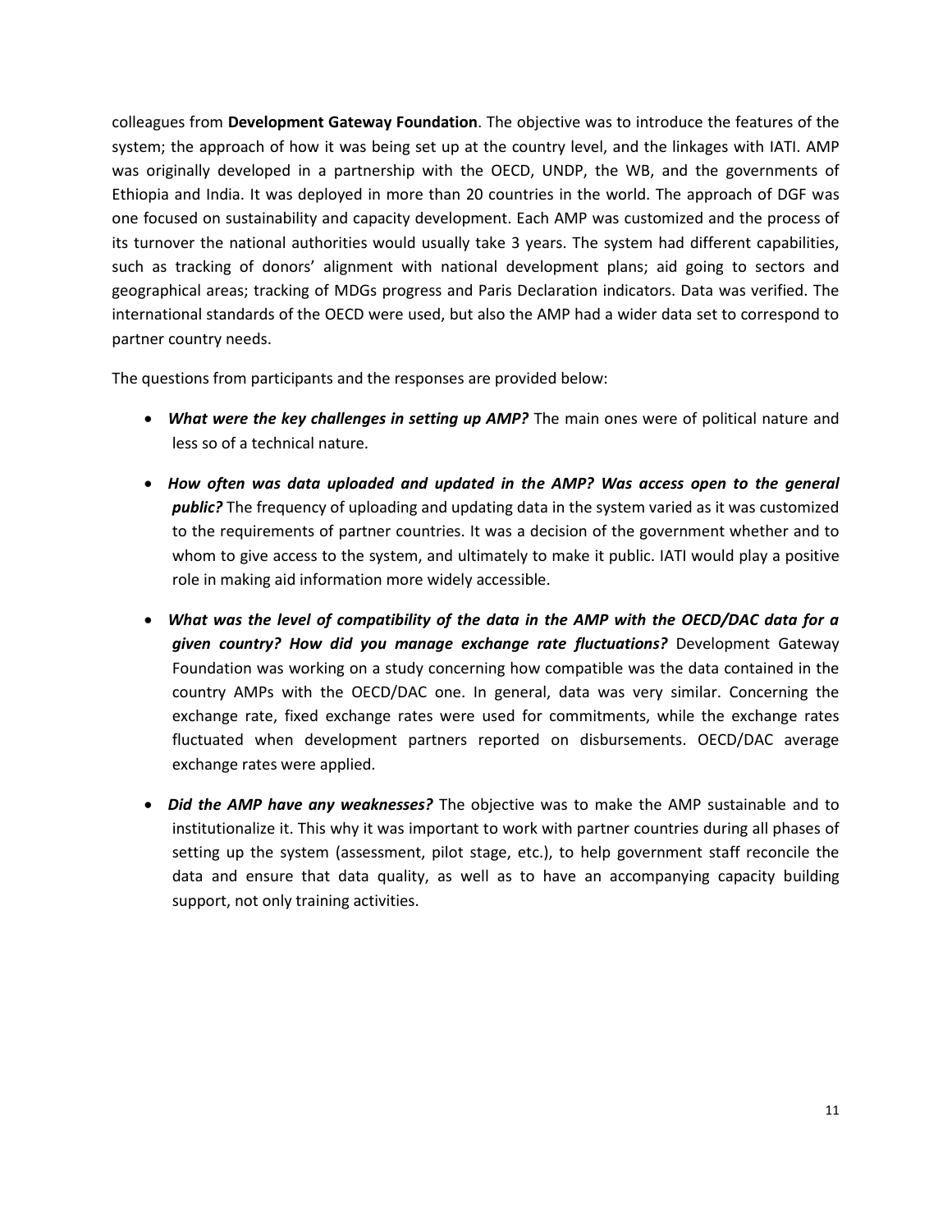colleagues from **Development Gateway Foundation**. The objective was to introduce the features of the system; the approach of how it was being set up at the country level, and the linkages with IATI. AMP was originally developed in a partnership with the OECD, UNDP, the WB, and the governments of Ethiopia and India. It was deployed in more than 20 countries in the world. The approach of DGF was one focused on sustainability and capacity development. Each AMP was customized and the process of its turnover the national authorities would usually take 3 years. The system had different capabilities, such as tracking of donors' alignment with national development plans; aid going to sectors and geographical areas; tracking of MDGs progress and Paris Declaration indicators. Data was verified. The international standards of the OECD were used, but also the AMP had a wider data set to correspond to partner country needs.

The questions from participants and the responses are provided below:

- ***What were the key challenges in setting up AMP?*** The main ones were of political nature and less so of a technical nature.
- ***How often was data uploaded and updated in the AMP? Was access open to the general public?*** The frequency of uploading and updating data in the system varied as it was customized to the requirements of partner countries. It was a decision of the government whether and to whom to give access to the system, and ultimately to make it public. IATI would play a positive role in making aid information more widely accessible.
- ***What was the level of compatibility of the data in the AMP with the OECD/DAC data for a given country? How did you manage exchange rate fluctuations?*** Development Gateway Foundation was working on a study concerning how compatible was the data contained in the country AMPs with the OECD/DAC one. In general, data was very similar. Concerning the exchange rate, fixed exchange rates were used for commitments, while the exchange rates fluctuated when development partners reported on disbursements. OECD/DAC average exchange rates were applied.
- ***Did the AMP have any weaknesses?*** The objective was to make the AMP sustainable and to institutionalize it. This why it was important to work with partner countries during all phases of setting up the system (assessment, pilot stage, etc.), to help government staff reconcile the data and ensure that data quality, as well as to have an accompanying capacity building support, not only training activities.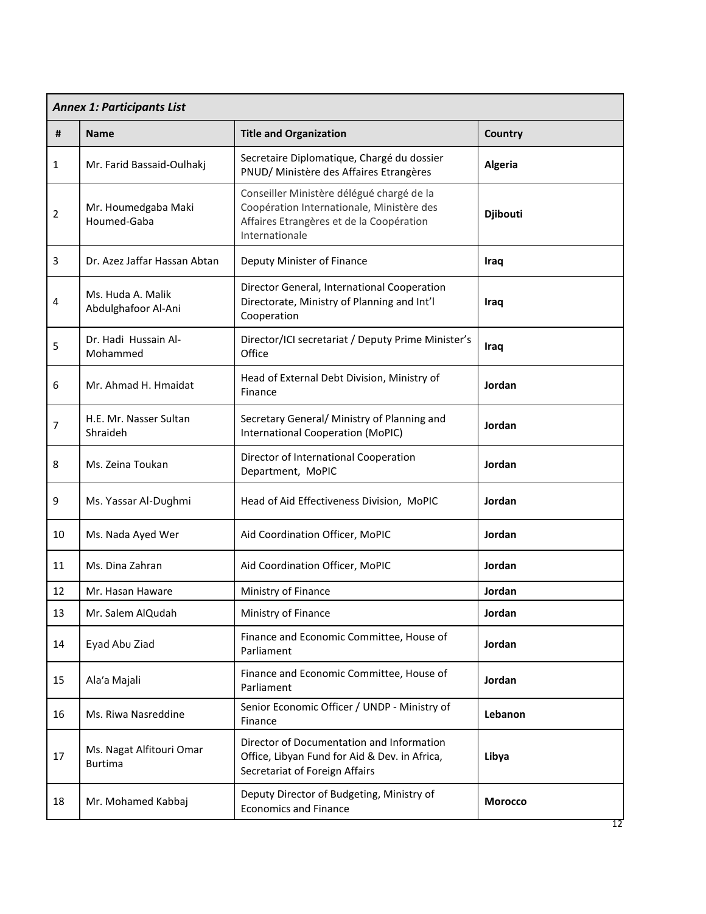| *Annex 1: Participants List* | | | |
|---|---|---|---|
| **#** | **Name** | **Title and Organization** | **Country** |
| 1 | Mr. Farid Bassaid-Oulhakj | Secretaire Diplomatique, Chargé du dossier PNUD/ Ministère des Affaires Etrangères | **Algeria** |
| 2 | Mr. Houmedgaba Maki Houmed-Gaba | Conseiller Ministère délégué chargé de la Coopération Internationale, Ministère des Affaires Etrangères et de la Coopération Internationale | **Djibouti** |
| 3 | Dr. Azez Jaffar Hassan Abtan | Deputy Minister of Finance | **Iraq** |
| 4 | Ms. Huda A. Malik Abdulghafoor Al-Ani | Director General, International Cooperation Directorate, Ministry of Planning and Int'l Cooperation | **Iraq** |
| 5 | Dr. Hadi Hussain Al-Mohammed | Director/ICI secretariat / Deputy Prime Minister's Office | **Iraq** |
| 6 | Mr. Ahmad H. Hmaidat | Head of External Debt Division, Ministry of Finance | **Jordan** |
| 7 | H.E. Mr. Nasser Sultan Shraideh | Secretary General/ Ministry of Planning and International Cooperation (MoPIC) | **Jordan** |
| 8 | Ms. Zeina Toukan | Director of International Cooperation Department, MoPIC | **Jordan** |
| 9 | Ms. Yassar Al-Dughmi | Head of Aid Effectiveness Division, MoPIC | **Jordan** |
| 10 | Ms. Nada Ayed Wer | Aid Coordination Officer, MoPIC | **Jordan** |
| 11 | Ms. Dina Zahran | Aid Coordination Officer, MoPIC | **Jordan** |
| 12 | Mr. Hasan Haware | Ministry of Finance | **Jordan** |
| 13 | Mr. Salem AlQudah | Ministry of Finance | **Jordan** |
| 14 | Eyad Abu Ziad | Finance and Economic Committee, House of Parliament | **Jordan** |
| 15 | Ala'a Majali | Finance and Economic Committee, House of Parliament | **Jordan** |
| 16 | Ms. Riwa Nasreddine | Senior Economic Officer / UNDP - Ministry of Finance | **Lebanon** |
| 17 | Ms. Nagat Alfitouri Omar Burtima | Director of Documentation and Information Office, Libyan Fund for Aid & Dev. in Africa, Secretariat of Foreign Affairs | **Libya** |
| 18 | Mr. Mohamed Kabbaj | Deputy Director of Budgeting, Ministry of Economics and Finance | **Morocco** |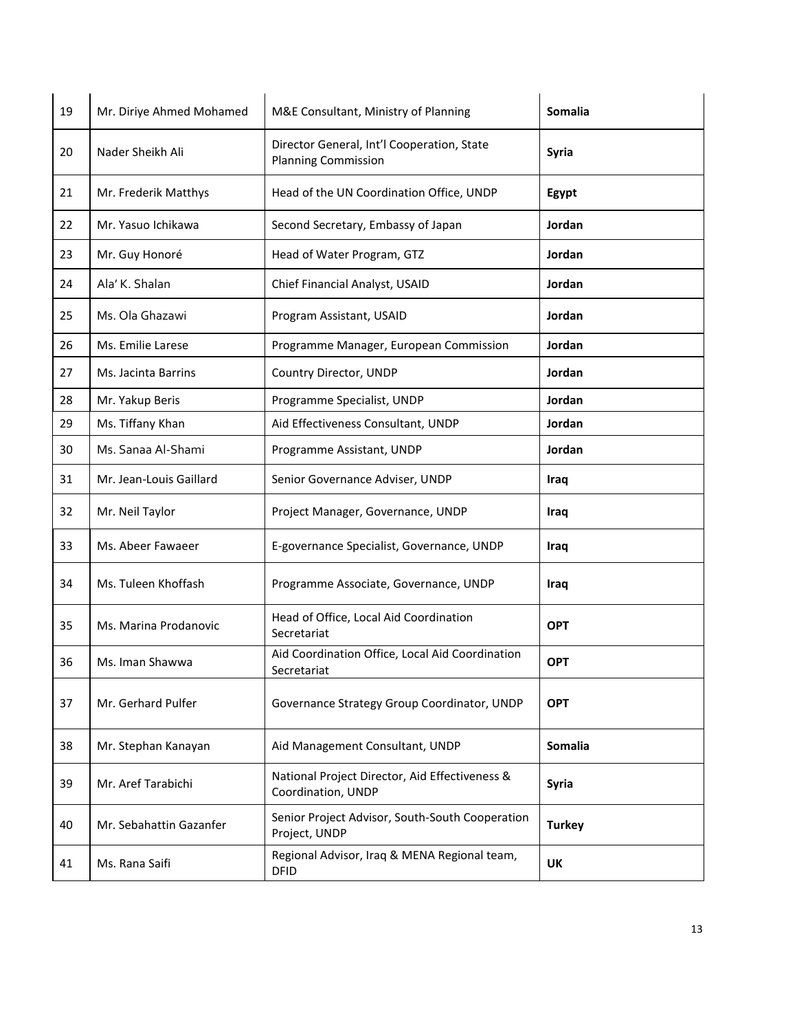| | | | |
|---|---|---|---|
| 19 | Mr. Diriye Ahmed Mohamed | M&E Consultant, Ministry of Planning | **Somalia** |
| 20 | Nader Sheikh Ali | Director General, Int'l Cooperation, State Planning Commission | **Syria** |
| 21 | Mr. Frederik Matthys | Head of the UN Coordination Office, UNDP | **Egypt** |
| 22 | Mr. Yasuo Ichikawa | Second Secretary, Embassy of Japan | **Jordan** |
| 23 | Mr. Guy Honoré | Head of Water Program, GTZ | **Jordan** |
| 24 | Ala' K. Shalan | Chief Financial Analyst, USAID | **Jordan** |
| 25 | Ms. Ola Ghazawi | Program Assistant, USAID | **Jordan** |
| 26 | Ms. Emilie Larese | Programme Manager, European Commission | **Jordan** |
| 27 | Ms. Jacinta Barrins | Country Director, UNDP | **Jordan** |
| 28 | Mr. Yakup Beris | Programme Specialist, UNDP | **Jordan** |
| 29 | Ms. Tiffany Khan | Aid Effectiveness Consultant, UNDP | **Jordan** |
| 30 | Ms. Sanaa Al-Shami | Programme Assistant, UNDP | **Jordan** |
| 31 | Mr. Jean-Louis Gaillard | Senior Governance Adviser, UNDP | **Iraq** |
| 32 | Mr. Neil Taylor | Project Manager, Governance, UNDP | **Iraq** |
| 33 | Ms. Abeer Fawaeer | E-governance Specialist, Governance, UNDP | **Iraq** |
| 34 | Ms. Tuleen Khoffash | Programme Associate, Governance, UNDP | **Iraq** |
| 35 | Ms. Marina Prodanovic | Head of Office, Local Aid Coordination Secretariat | **OPT** |
| 36 | Ms. Iman Shawwa | Aid Coordination Office, Local Aid Coordination Secretariat | **OPT** |
| 37 | Mr. Gerhard Pulfer | Governance Strategy Group Coordinator, UNDP | **OPT** |
| 38 | Mr. Stephan Kanayan | Aid Management Consultant, UNDP | **Somalia** |
| 39 | Mr. Aref Tarabichi | National Project Director, Aid Effectiveness & Coordination, UNDP | **Syria** |
| 40 | Mr. Sebahattin Gazanfer | Senior Project Advisor, South-South Cooperation Project, UNDP | **Turkey** |
| 41 | Ms. Rana Saifi | Regional Advisor, Iraq & MENA Regional team, DFID | **UK** |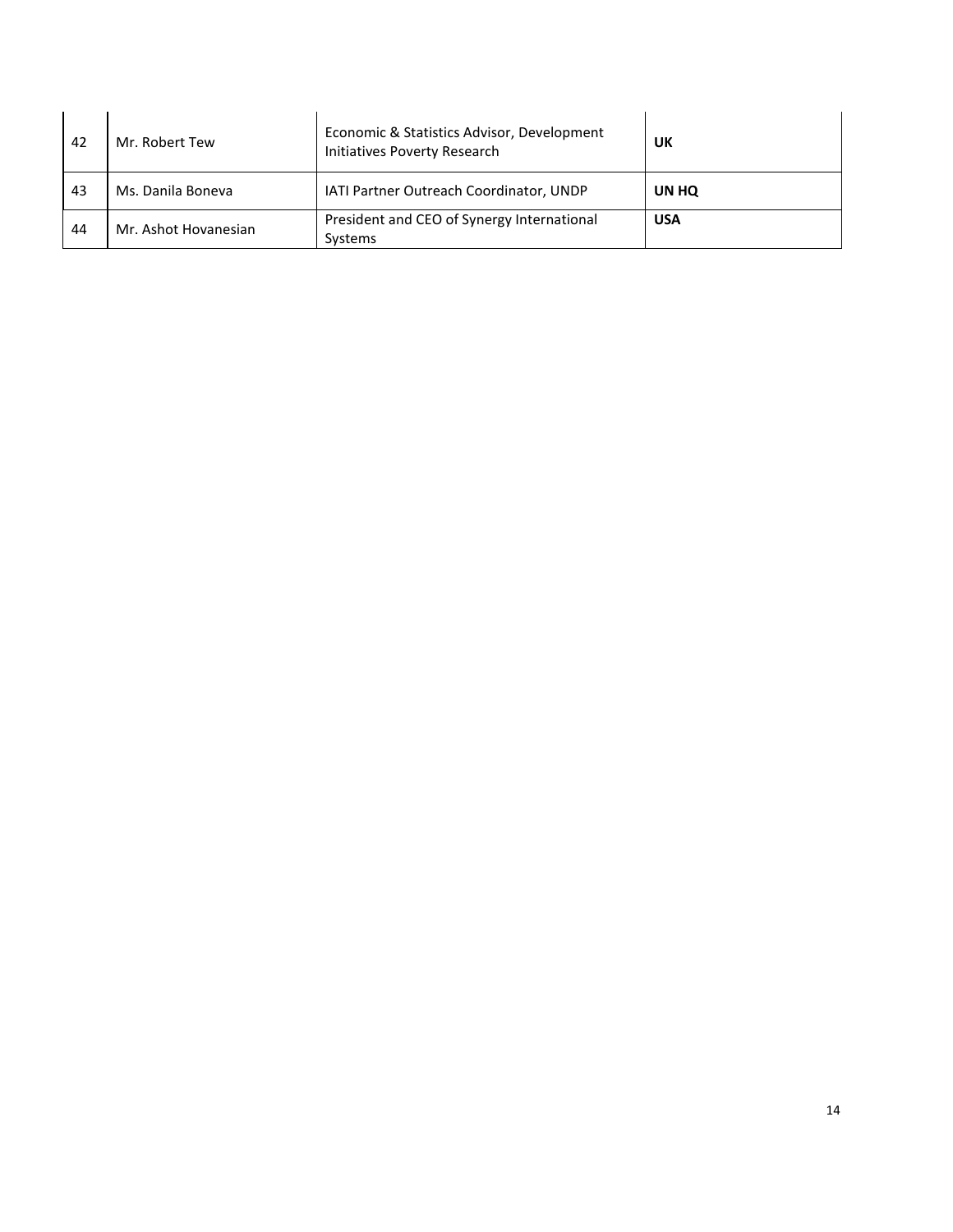| | | | |
|---|---|---|---|
| 42 | Mr. Robert Tew | Economic & Statistics Advisor, Development Initiatives Poverty Research | **UK** |
| 43 | Ms. Danila Boneva | IATI Partner Outreach Coordinator, UNDP | **UN HQ** |
| 44 | Mr. Ashot Hovanesian | President and CEO of Synergy International Systems | **USA** |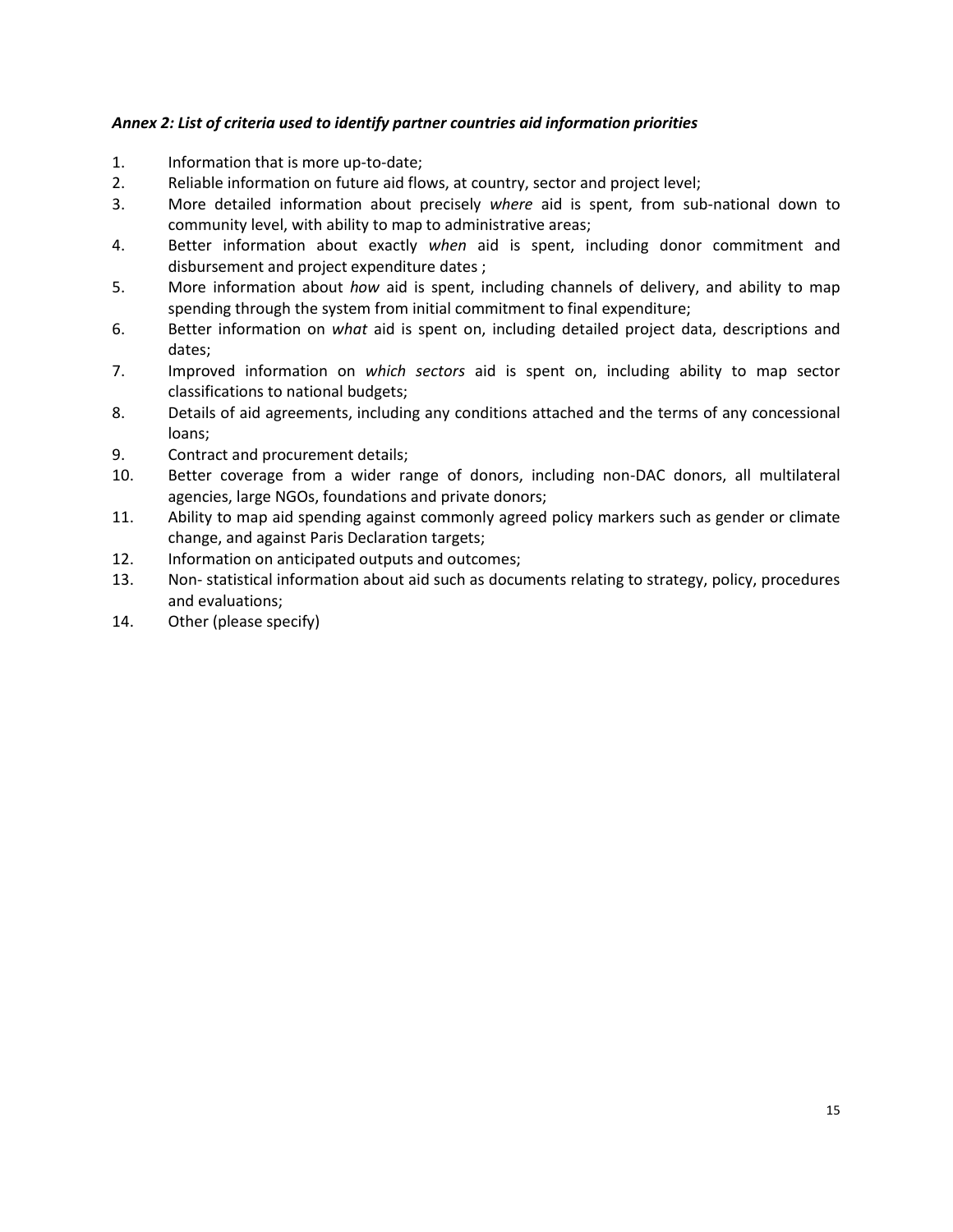### *Annex 2: List of criteria used to identify partner countries aid information priorities*

1. Information that is more up-to-date;
2. Reliable information on future aid flows, at country, sector and project level;
3. More detailed information about precisely *where* aid is spent, from sub-national down to community level, with ability to map to administrative areas;
4. Better information about exactly *when* aid is spent, including donor commitment and disbursement and project expenditure dates ;
5. More information about *how* aid is spent, including channels of delivery, and ability to map spending through the system from initial commitment to final expenditure;
6. Better information on *what* aid is spent on, including detailed project data, descriptions and dates;
7. Improved information on *which sectors* aid is spent on, including ability to map sector classifications to national budgets;
8. Details of aid agreements, including any conditions attached and the terms of any concessional loans;
9. Contract and procurement details;
10. Better coverage from a wider range of donors, including non-DAC donors, all multilateral agencies, large NGOs, foundations and private donors;
11. Ability to map aid spending against commonly agreed policy markers such as gender or climate change, and against Paris Declaration targets;
12. Information on anticipated outputs and outcomes;
13. Non- statistical information about aid such as documents relating to strategy, policy, procedures and evaluations;
14. Other (please specify)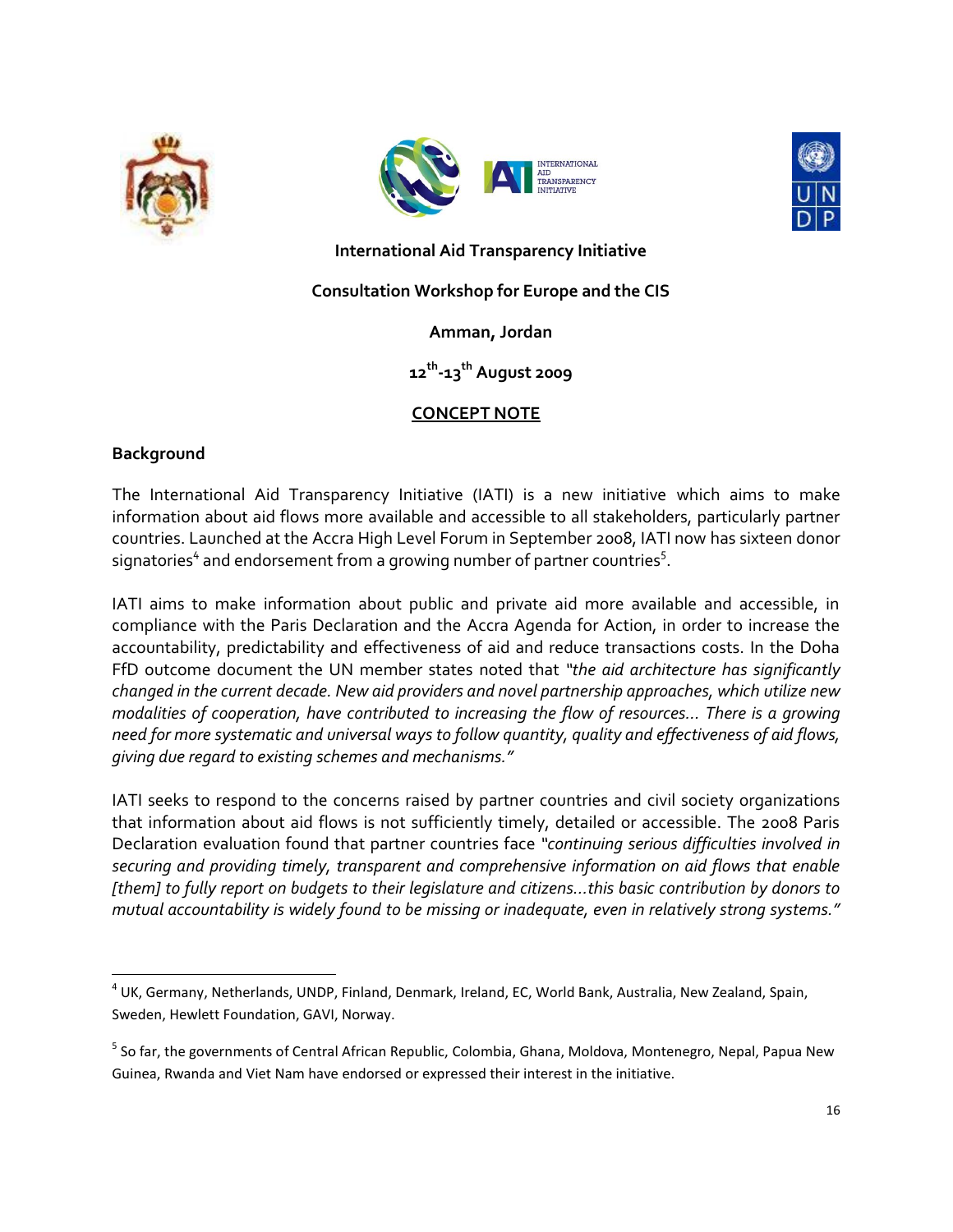**International Aid Transparency Initiative**

**Consultation Workshop for Europe and the CIS**

**Amman, Jordan**

**12th-13th August 2009**

**CONCEPT NOTE**

**Background**

The International Aid Transparency Initiative (IATI) is a new initiative which aims to make information about aid flows more available and accessible to all stakeholders, particularly partner countries. Launched at the Accra High Level Forum in September 2008, IATI now has sixteen donor signatories[4] and endorsement from a growing number of partner countries[5].

IATI aims to make information about public and private aid more available and accessible, in compliance with the Paris Declaration and the Accra Agenda for Action, in order to increase the accountability, predictability and effectiveness of aid and reduce transactions costs. In the Doha FfD outcome document the UN member states noted that *"the aid architecture has significantly changed in the current decade. New aid providers and novel partnership approaches, which utilize new modalities of cooperation, have contributed to increasing the flow of resources… There is a growing need for more systematic and universal ways to follow quantity, quality and effectiveness of aid flows, giving due regard to existing schemes and mechanisms."*

IATI seeks to respond to the concerns raised by partner countries and civil society organizations that information about aid flows is not sufficiently timely, detailed or accessible. The 2008 Paris Declaration evaluation found that partner countries face *"continuing serious difficulties involved in securing and providing timely, transparent and comprehensive information on aid flows that enable [them] to fully report on budgets to their legislature and citizens…this basic contribution by donors to mutual accountability is widely found to be missing or inadequate, even in relatively strong systems."*

---

[4] UK, Germany, Netherlands, UNDP, Finland, Denmark, Ireland, EC, World Bank, Australia, New Zealand, Spain, Sweden, Hewlett Foundation, GAVI, Norway.

[5] So far, the governments of Central African Republic, Colombia, Ghana, Moldova, Montenegro, Nepal, Papua New Guinea, Rwanda and Viet Nam have endorsed or expressed their interest in the initiative.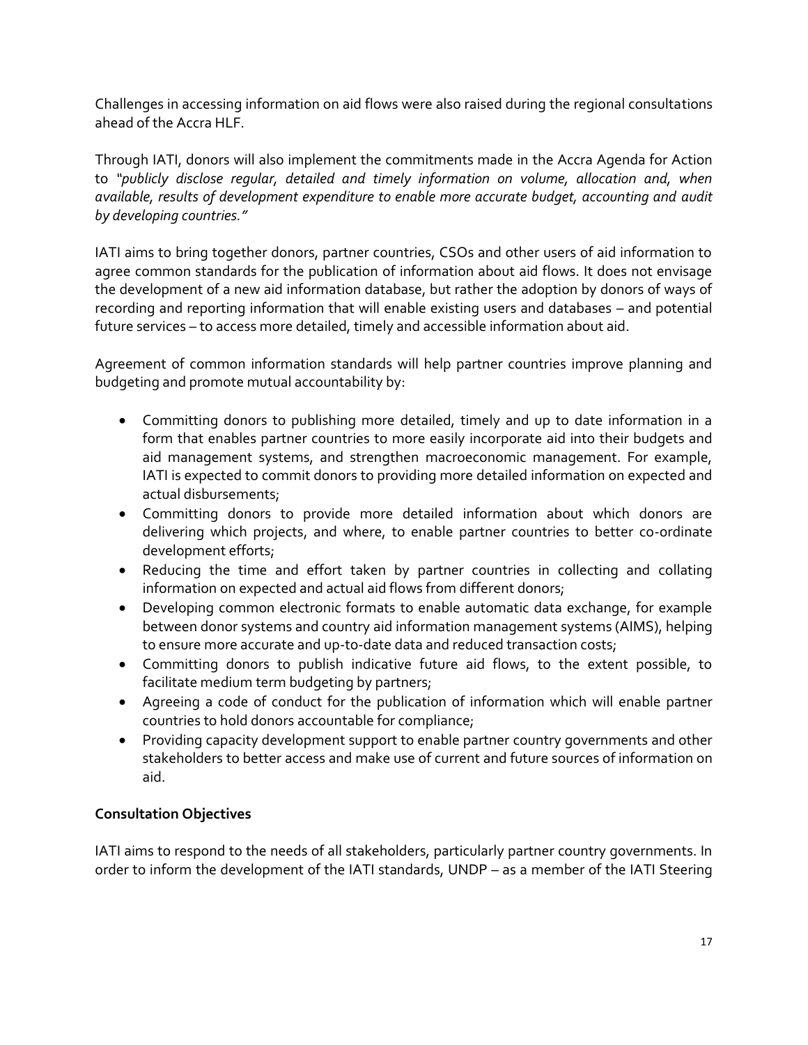Challenges in accessing information on aid flows were also raised during the regional consultations ahead of the Accra HLF.

Through IATI, donors will also implement the commitments made in the Accra Agenda for Action to *"publicly disclose regular, detailed and timely information on volume, allocation and, when available, results of development expenditure to enable more accurate budget, accounting and audit by developing countries."*

IATI aims to bring together donors, partner countries, CSOs and other users of aid information to agree common standards for the publication of information about aid flows. It does not envisage the development of a new aid information database, but rather the adoption by donors of ways of recording and reporting information that will enable existing users and databases – and potential future services – to access more detailed, timely and accessible information about aid.

Agreement of common information standards will help partner countries improve planning and budgeting and promote mutual accountability by:

- Committing donors to publishing more detailed, timely and up to date information in a form that enables partner countries to more easily incorporate aid into their budgets and aid management systems, and strengthen macroeconomic management. For example, IATI is expected to commit donors to providing more detailed information on expected and actual disbursements;
- Committing donors to provide more detailed information about which donors are delivering which projects, and where, to enable partner countries to better co-ordinate development efforts;
- Reducing the time and effort taken by partner countries in collecting and collating information on expected and actual aid flows from different donors;
- Developing common electronic formats to enable automatic data exchange, for example between donor systems and country aid information management systems (AIMS), helping to ensure more accurate and up-to-date data and reduced transaction costs;
- Committing donors to publish indicative future aid flows, to the extent possible, to facilitate medium term budgeting by partners;
- Agreeing a code of conduct for the publication of information which will enable partner countries to hold donors accountable for compliance;
- Providing capacity development support to enable partner country governments and other stakeholders to better access and make use of current and future sources of information on aid.

**Consultation Objectives**

IATI aims to respond to the needs of all stakeholders, particularly partner country governments. In order to inform the development of the IATI standards, UNDP – as a member of the IATI Steering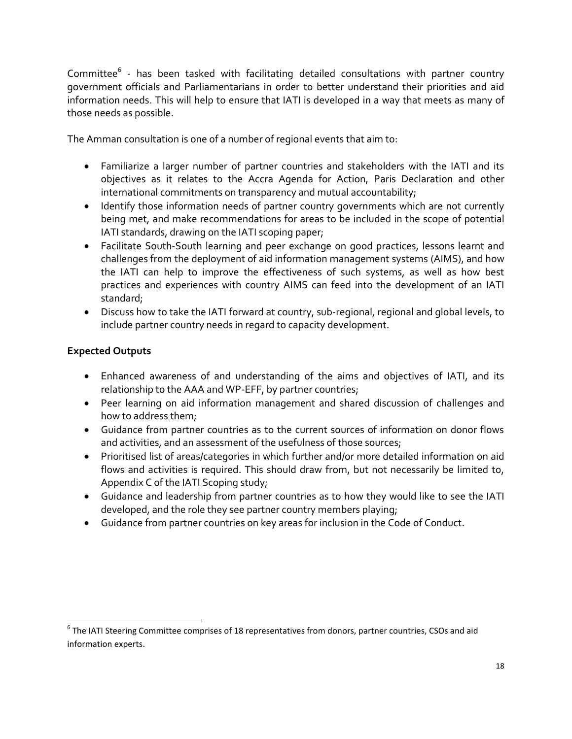Committee[6] - has been tasked with facilitating detailed consultations with partner country government officials and Parliamentarians in order to better understand their priorities and aid information needs. This will help to ensure that IATI is developed in a way that meets as many of those needs as possible.

The Amman consultation is one of a number of regional events that aim to:

- Familiarize a larger number of partner countries and stakeholders with the IATI and its objectives as it relates to the Accra Agenda for Action, Paris Declaration and other international commitments on transparency and mutual accountability;
- Identify those information needs of partner country governments which are not currently being met, and make recommendations for areas to be included in the scope of potential IATI standards, drawing on the IATI scoping paper;
- Facilitate South-South learning and peer exchange on good practices, lessons learnt and challenges from the deployment of aid information management systems (AIMS), and how the IATI can help to improve the effectiveness of such systems, as well as how best practices and experiences with country AIMS can feed into the development of an IATI standard;
- Discuss how to take the IATI forward at country, sub-regional, regional and global levels, to include partner country needs in regard to capacity development.

**Expected Outputs**

- Enhanced awareness of and understanding of the aims and objectives of IATI, and its relationship to the AAA and WP-EFF, by partner countries;
- Peer learning on aid information management and shared discussion of challenges and how to address them;
- Guidance from partner countries as to the current sources of information on donor flows and activities, and an assessment of the usefulness of those sources;
- Prioritised list of areas/categories in which further and/or more detailed information on aid flows and activities is required. This should draw from, but not necessarily be limited to, Appendix C of the IATI Scoping study;
- Guidance and leadership from partner countries as to how they would like to see the IATI developed, and the role they see partner country members playing;
- Guidance from partner countries on key areas for inclusion in the Code of Conduct.

[6] The IATI Steering Committee comprises of 18 representatives from donors, partner countries, CSOs and aid information experts.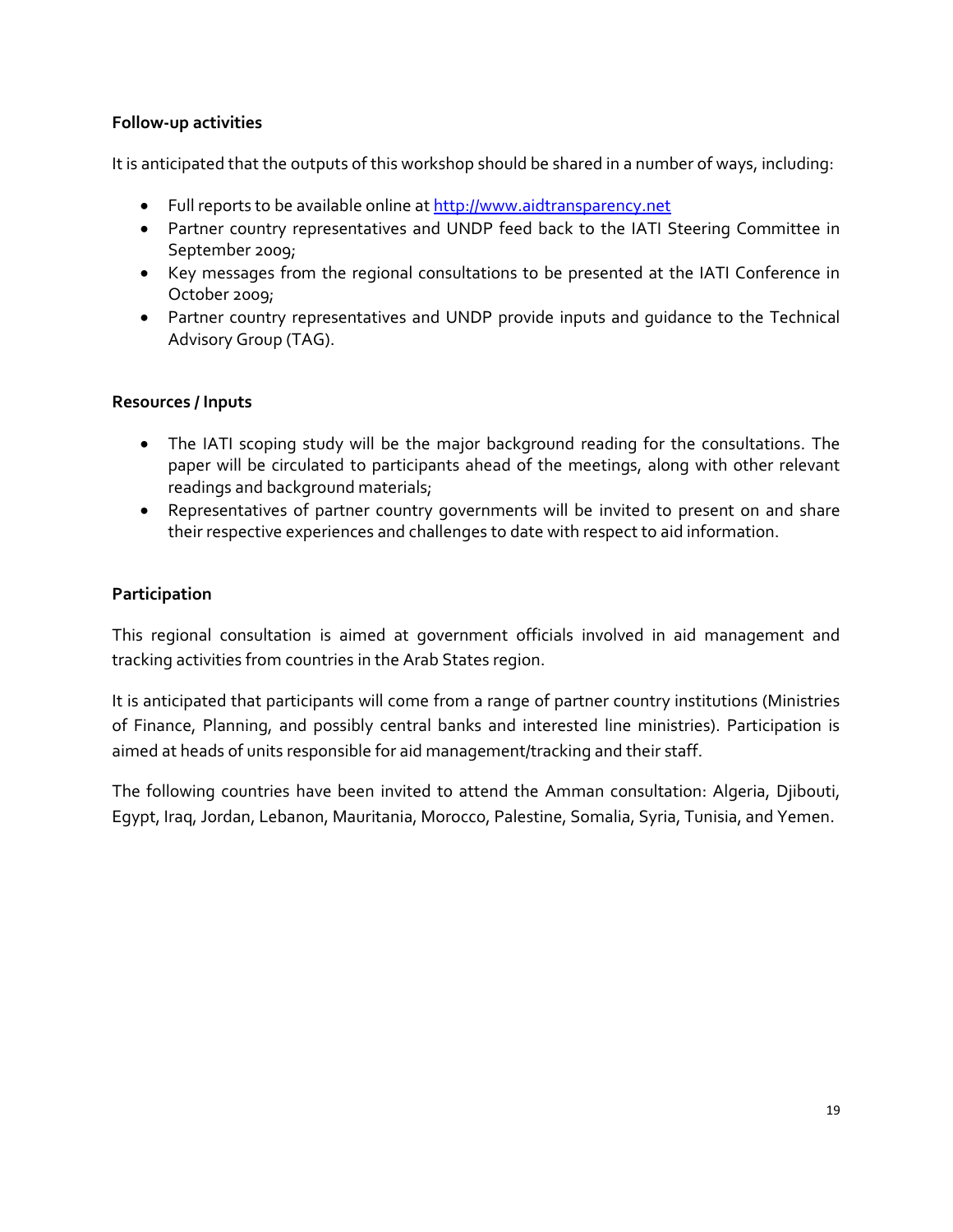**Follow-up activities**

It is anticipated that the outputs of this workshop should be shared in a number of ways, including:

- Full reports to be available online at [http://www.aidtransparency.net](http://www.aidtransparency.net)
- Partner country representatives and UNDP feed back to the IATI Steering Committee in September 2009;
- Key messages from the regional consultations to be presented at the IATI Conference in October 2009;
- Partner country representatives and UNDP provide inputs and guidance to the Technical Advisory Group (TAG).

**Resources / Inputs**

- The IATI scoping study will be the major background reading for the consultations. The paper will be circulated to participants ahead of the meetings, along with other relevant readings and background materials;
- Representatives of partner country governments will be invited to present on and share their respective experiences and challenges to date with respect to aid information.

**Participation**

This regional consultation is aimed at government officials involved in aid management and tracking activities from countries in the Arab States region.

It is anticipated that participants will come from a range of partner country institutions (Ministries of Finance, Planning, and possibly central banks and interested line ministries). Participation is aimed at heads of units responsible for aid management/tracking and their staff.

The following countries have been invited to attend the Amman consultation: Algeria, Djibouti, Egypt, Iraq, Jordan, Lebanon, Mauritania, Morocco, Palestine, Somalia, Syria, Tunisia, and Yemen.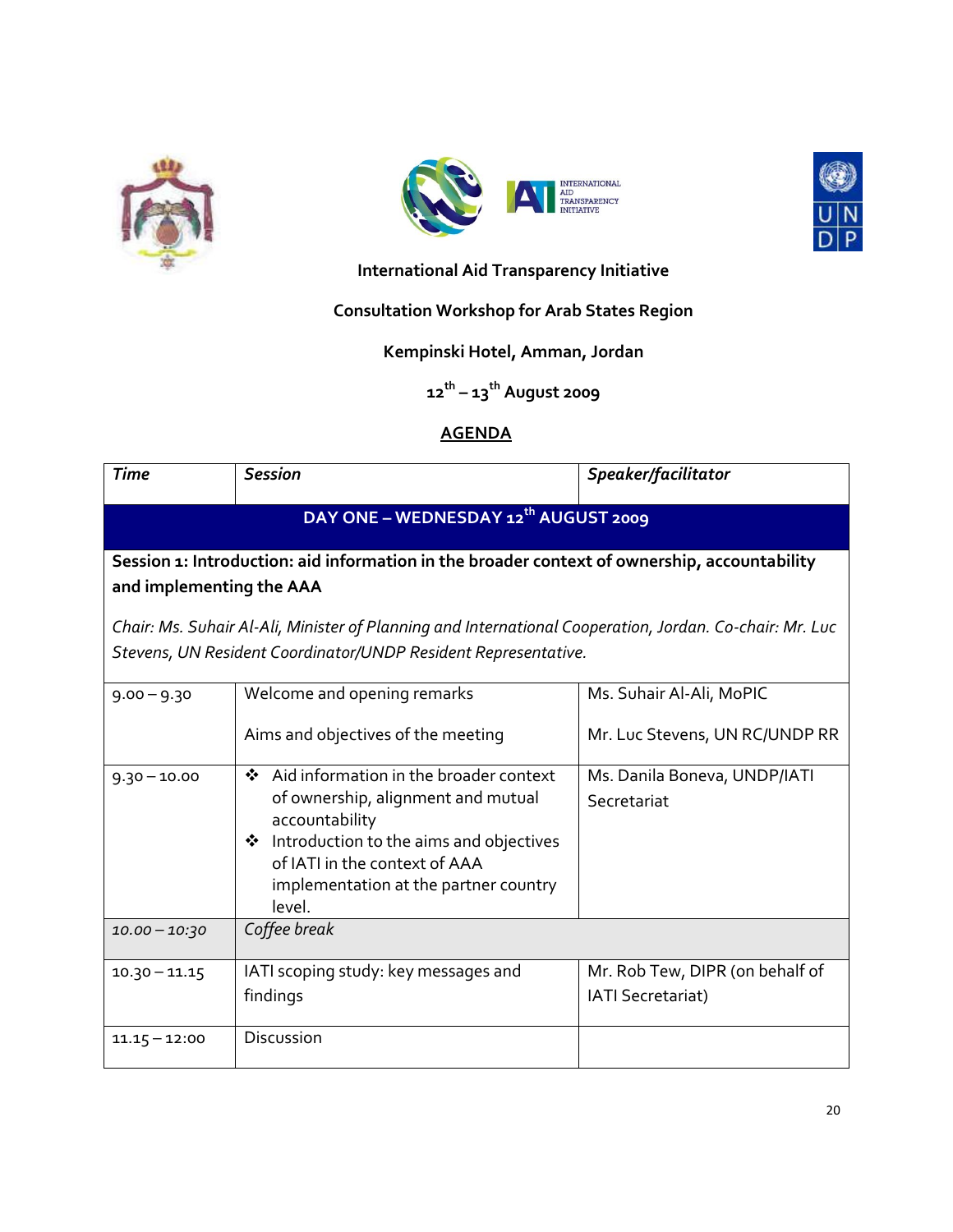**International Aid Transparency Initiative**

**Consultation Workshop for Arab States Region**

**Kempinski Hotel, Amman, Jordan**

**12th – 13th August 2009**

**AGENDA**

| *Time* | *Session* | *Speaker/facilitator* |
|---|---|---|
| **DAY ONE – WEDNESDAY 12th AUGUST 2009** | | |
| **Session 1: Introduction: aid information in the broader context of ownership, accountability and implementing the AAA**<br><br>*Chair: Ms. Suhair Al-Ali, Minister of Planning and International Cooperation, Jordan. Co-chair: Mr. Luc Stevens, UN Resident Coordinator/UNDP Resident Representative.* | | |
| 9.00 – 9.30 | Welcome and opening remarks<br><br>Aims and objectives of the meeting | Ms. Suhair Al-Ali, MoPIC<br><br>Mr. Luc Stevens, UN RC/UNDP RR |
| 9.30 – 10.00 | ❖ Aid information in the broader context of ownership, alignment and mutual accountability<br>❖ Introduction to the aims and objectives of IATI in the context of AAA implementation at the partner country level. | Ms. Danila Boneva, UNDP/IATI Secretariat |
| *10.00 – 10:30* | *Coffee break* | |
| 10.30 – 11.15 | IATI scoping study: key messages and findings | Mr. Rob Tew, DIPR (on behalf of IATI Secretariat) |
| 11.15 – 12:00 | Discussion | |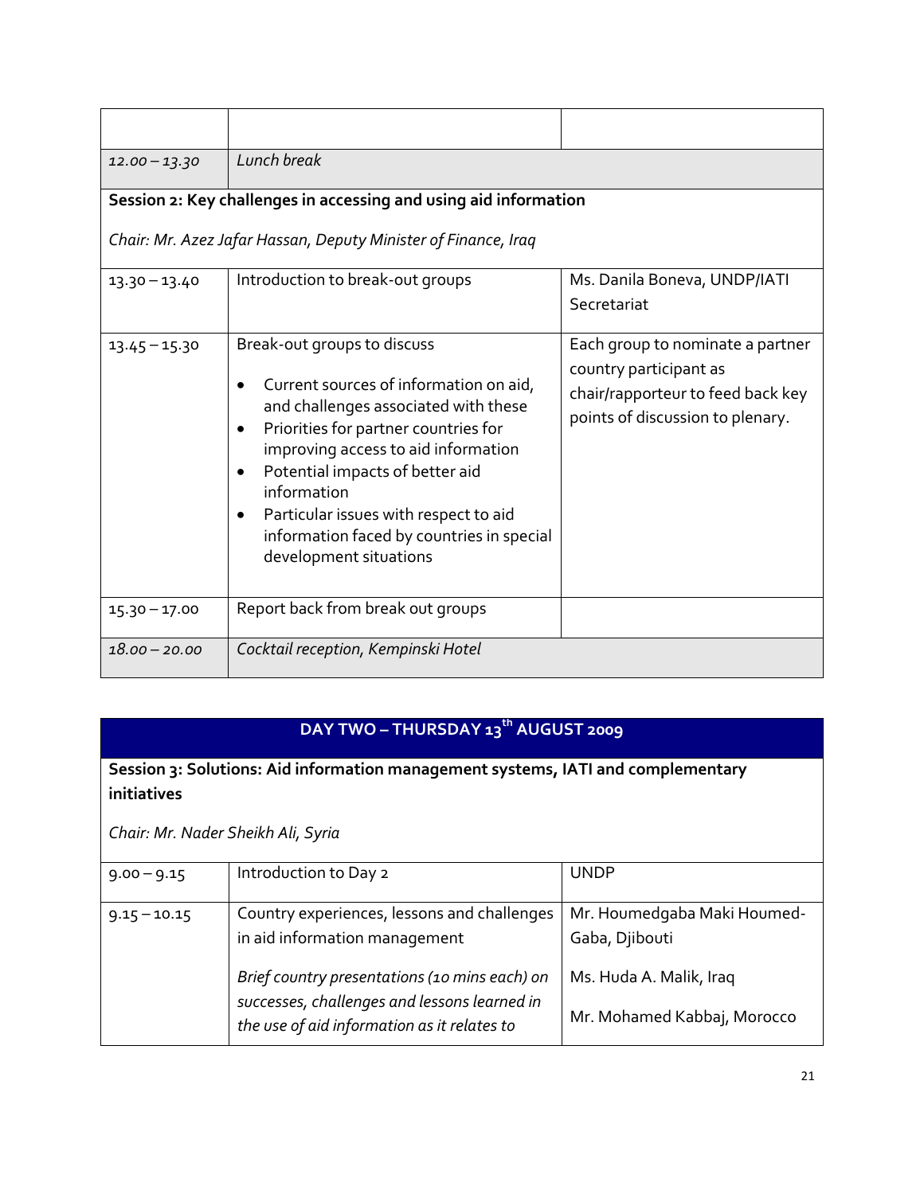| | | |
|---|---|---|
| *12.00 – 13.30* | *Lunch break* | |
| **Session 2: Key challenges in accessing and using aid information**<br><br>*Chair: Mr. Azez Jafar Hassan, Deputy Minister of Finance, Iraq* | | |
| 13.30 – 13.40 | Introduction to break-out groups | Ms. Danila Boneva, UNDP/IATI Secretariat |
| 13.45 – 15.30 | Break-out groups to discuss<br><br>• Current sources of information on aid, and challenges associated with these<br>• Priorities for partner countries for improving access to aid information<br>• Potential impacts of better aid information<br>• Particular issues with respect to aid information faced by countries in special development situations | Each group to nominate a partner country participant as chair/rapporteur to feed back key points of discussion to plenary. |
| 15.30 – 17.00 | Report back from break out groups | |
| *18.00 – 20.00* | *Cocktail reception, Kempinski Hotel* | |

| DAY TWO – THURSDAY 13th AUGUST 2009 | | |
|---|---|---|
| **Session 3: Solutions: Aid information management systems, IATI and complementary initiatives**<br><br>*Chair: Mr. Nader Sheikh Ali, Syria* | | |
| 9.00 – 9.15 | Introduction to Day 2 | UNDP |
| 9.15 – 10.15 | Country experiences, lessons and challenges in aid information management<br><br>*Brief country presentations (10 mins each) on successes, challenges and lessons learned in the use of aid information as it relates to* | Mr. Houmedgaba Maki Houmed-Gaba, Djibouti<br><br>Ms. Huda A. Malik, Iraq<br><br>Mr. Mohamed Kabbaj, Morocco |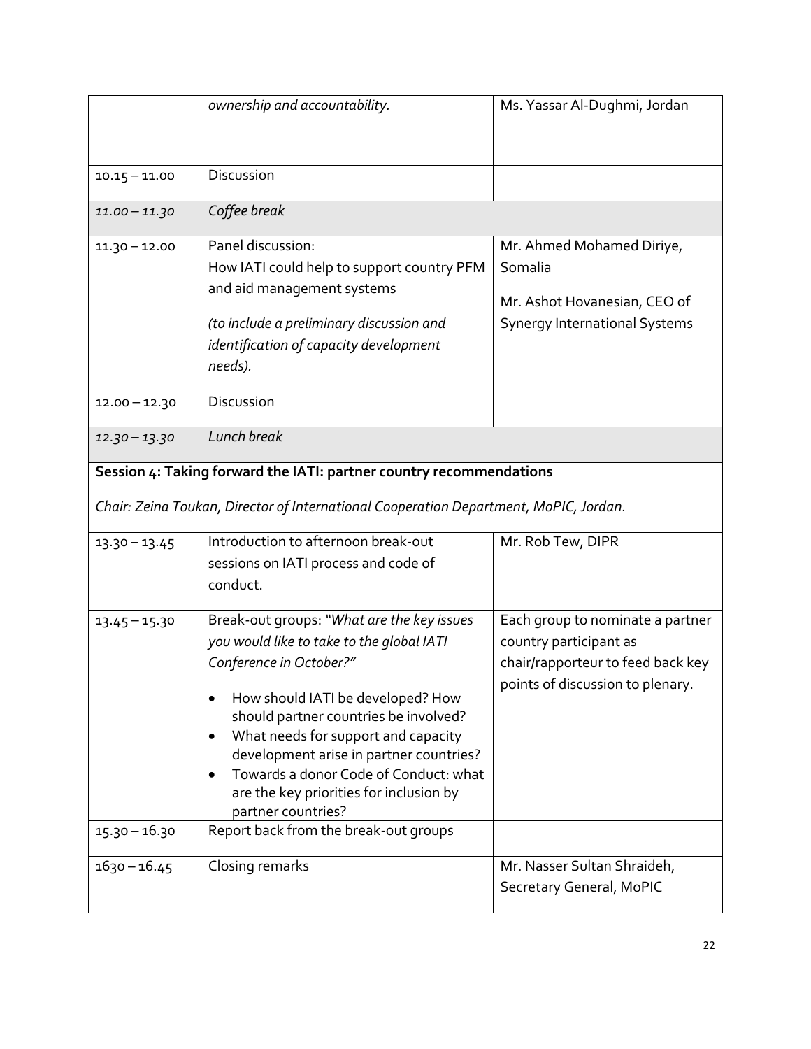| | | |
|---|---|---|
| | *ownership and accountability.* | Ms. Yassar Al-Dughmi, Jordan |
| 10.15 – 11.00 | Discussion | |
| *11.00 – 11.30* | *Coffee break* | |
| 11.30 – 12.00 | Panel discussion: How IATI could help to support country PFM and aid management systems *(to include a preliminary discussion and identification of capacity development needs).* | Mr. Ahmed Mohamed Diriye, Somalia<br>Mr. Ashot Hovanesian, CEO of Synergy International Systems |
| 12.00 – 12.30 | Discussion | |
| *12.30 – 13.30* | *Lunch break* | |

**Session 4: Taking forward the IATI: partner country recommendations**

*Chair: Zeina Toukan, Director of International Cooperation Department, MoPIC, Jordan.*

| | | |
|---|---|---|
| 13.30 – 13.45 | Introduction to afternoon break-out sessions on IATI process and code of conduct. | Mr. Rob Tew, DIPR |
| 13.45 – 15.30 | Break-out groups: "*What are the key issues you would like to take to the global IATI Conference in October?"*<br>• How should IATI be developed? How should partner countries be involved?<br>• What needs for support and capacity development arise in partner countries?<br>• Towards a donor Code of Conduct: what are the key priorities for inclusion by partner countries? | Each group to nominate a partner country participant as chair/rapporteur to feed back key points of discussion to plenary. |
| 15.30 – 16.30 | Report back from the break-out groups | |
| 1630 – 16.45 | Closing remarks | Mr. Nasser Sultan Shraideh, Secretary General, MoPIC |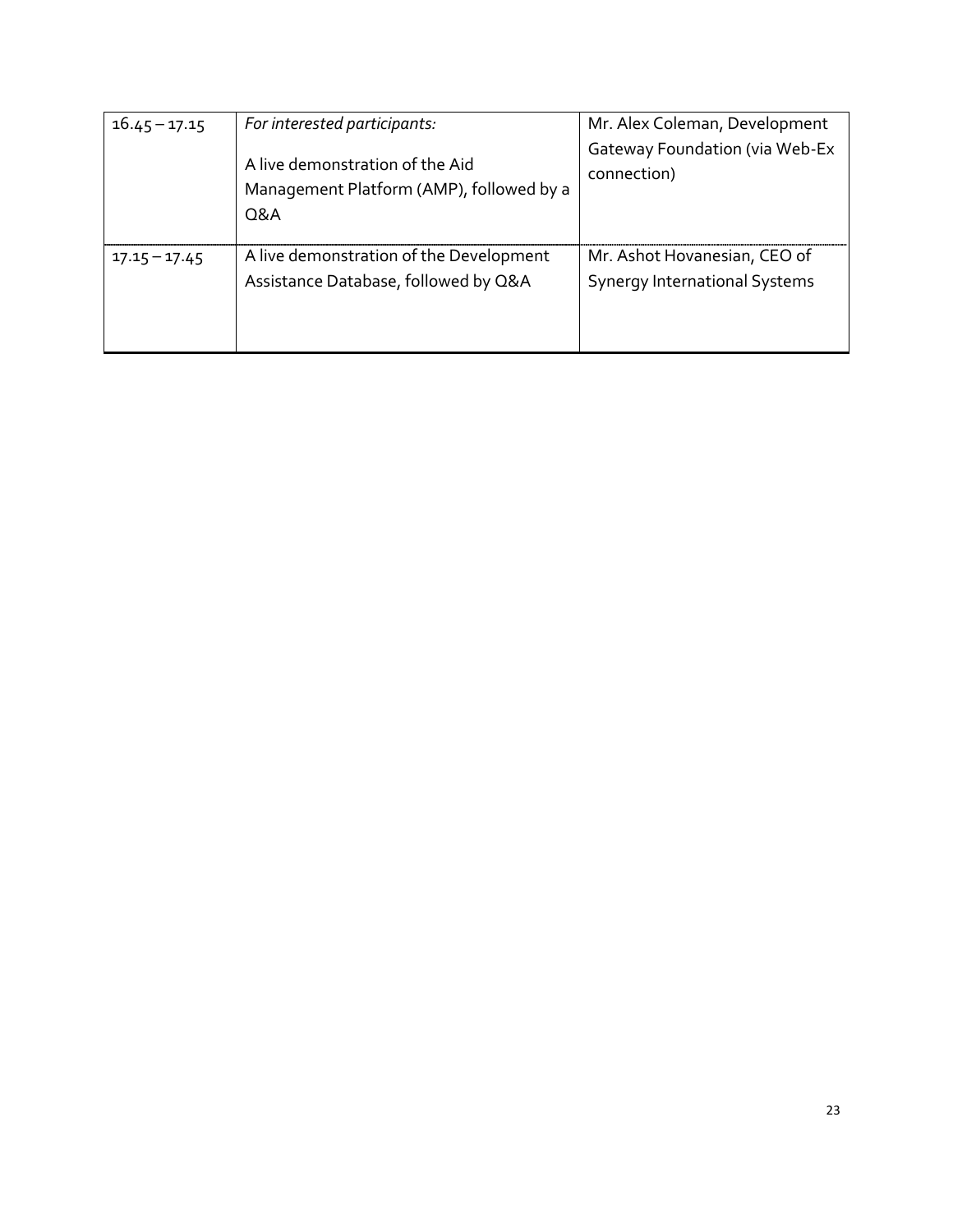| | | |
|---|---|---|
| 16.45 – 17.15 | *For interested participants:*<br><br>A live demonstration of the Aid Management Platform (AMP), followed by a Q&A | Mr. Alex Coleman, Development Gateway Foundation (via Web-Ex connection) |
| 17.15 – 17.45 | A live demonstration of the Development Assistance Database, followed by Q&A | Mr. Ashot Hovanesian, CEO of Synergy International Systems |